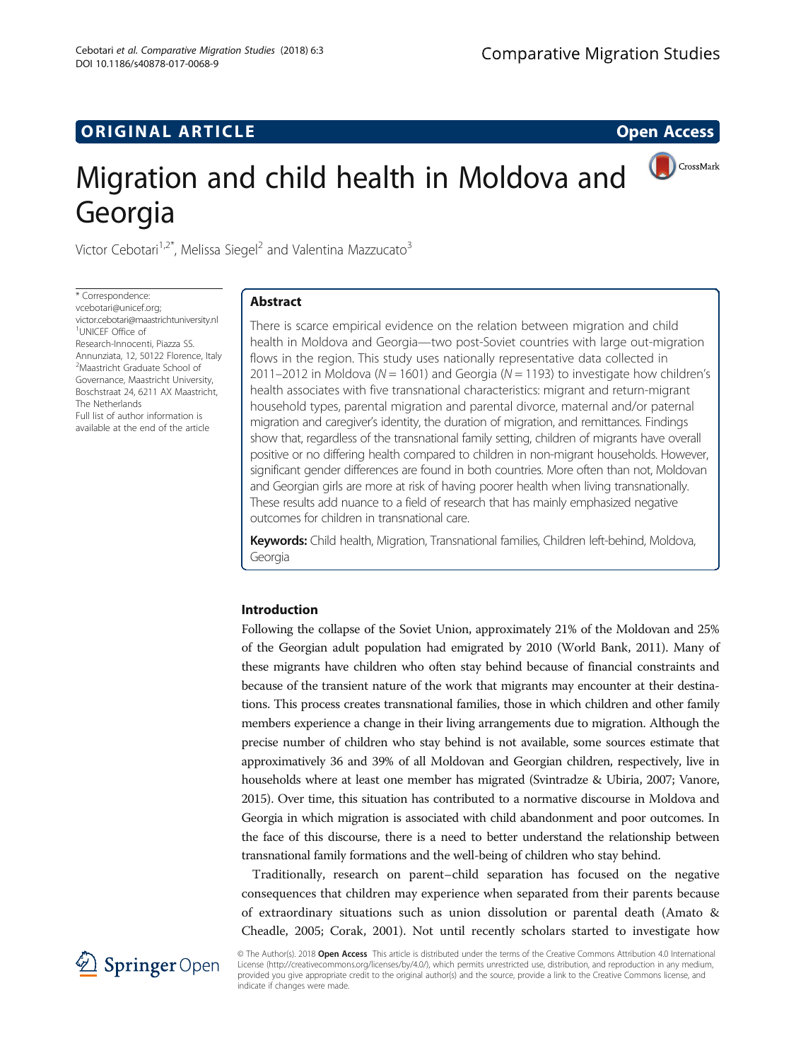ORIGINAL ARTICLE

Open Access

# Migration and child health in Moldova and Georgia

Victor Cebotari[1,2*], Melissa Siegel[2] and Valentina Mazzucato[3]

\* Correspondence: vcebotari@unicef.org; victor.cebotari@maastrichtuniversity.nl
[1]UNICEF Office of Research-Innocenti, Piazza SS. Annunziata, 12, 50122 Florence, Italy
[2]Maastricht Graduate School of Governance, Maastricht University, Boschstraat 24, 6211 AX Maastricht, The Netherlands
Full list of author information is available at the end of the article

## Abstract

There is scarce empirical evidence on the relation between migration and child health in Moldova and Georgia—two post-Soviet countries with large out-migration flows in the region. This study uses nationally representative data collected in 2011–2012 in Moldova ($N = 1601$) and Georgia ($N = 1193$) to investigate how children's health associates with five transnational characteristics: migrant and return-migrant household types, parental migration and parental divorce, maternal and/or paternal migration and caregiver's identity, the duration of migration, and remittances. Findings show that, regardless of the transnational family setting, children of migrants have overall positive or no differing health compared to children in non-migrant households. However, significant gender differences are found in both countries. More often than not, Moldovan and Georgian girls are more at risk of having poorer health when living transnationally. These results add nuance to a field of research that has mainly emphasized negative outcomes for children in transnational care.

**Keywords:** Child health, Migration, Transnational families, Children left-behind, Moldova, Georgia

## Introduction

Following the collapse of the Soviet Union, approximately 21% of the Moldovan and 25% of the Georgian adult population had emigrated by 2010 (World Bank, 2011). Many of these migrants have children who often stay behind because of financial constraints and because of the transient nature of the work that migrants may encounter at their destinations. This process creates transnational families, those in which children and other family members experience a change in their living arrangements due to migration. Although the precise number of children who stay behind is not available, some sources estimate that approximatively 36 and 39% of all Moldovan and Georgian children, respectively, live in households where at least one member has migrated (Svintradze & Ubiria, 2007; Vanore, 2015). Over time, this situation has contributed to a normative discourse in Moldova and Georgia in which migration is associated with child abandonment and poor outcomes. In the face of this discourse, there is a need to better understand the relationship between transnational family formations and the well-being of children who stay behind.

Traditionally, research on parent–child separation has focused on the negative consequences that children may experience when separated from their parents because of extraordinary situations such as union dissolution or parental death (Amato & Cheadle, 2005; Corak, 2001). Not until recently scholars started to investigate how

© The Author(s). 2018 **Open Access** This article is distributed under the terms of the Creative Commons Attribution 4.0 International License (http://creativecommons.org/licenses/by/4.0/), which permits unrestricted use, distribution, and reproduction in any medium, provided you give appropriate credit to the original author(s) and the source, provide a link to the Creative Commons license, and indicate if changes were made.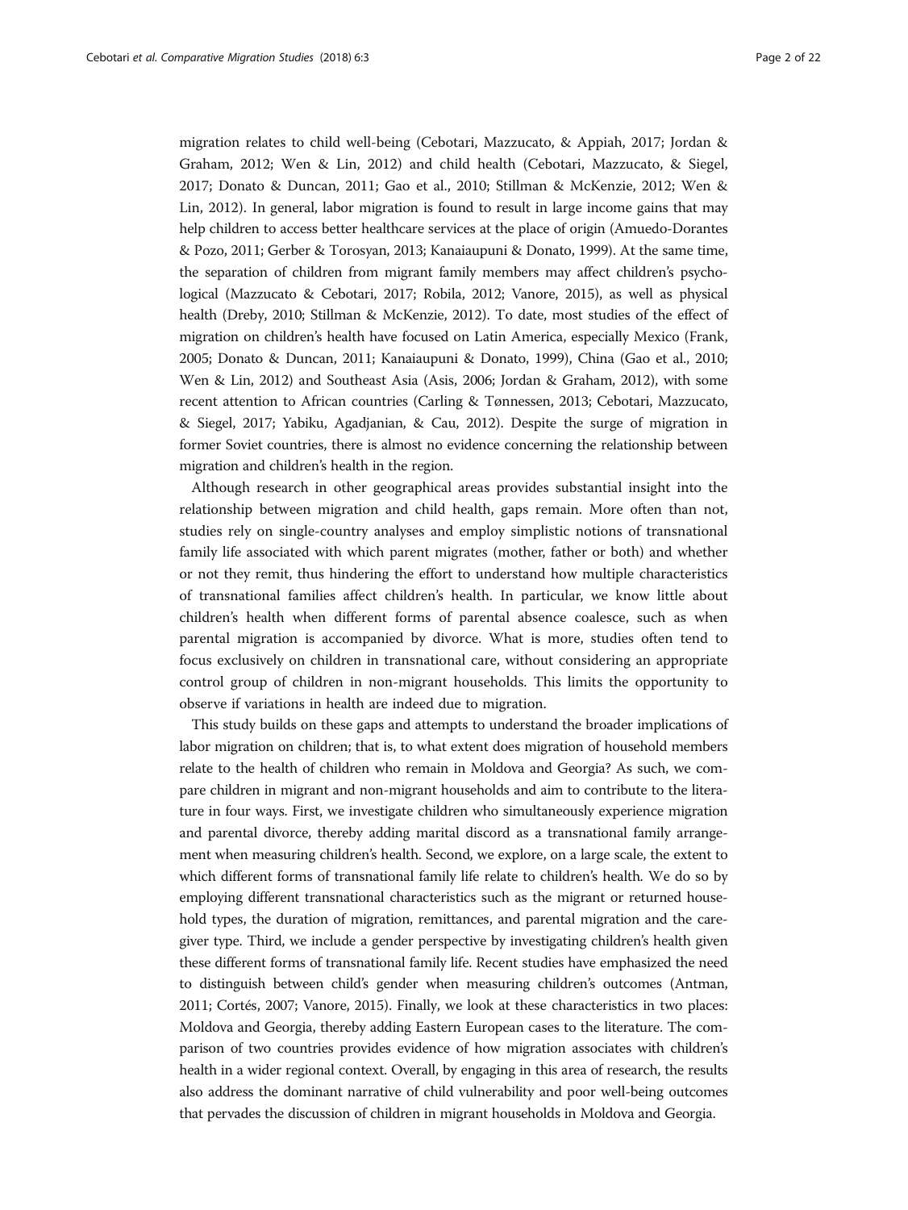migration relates to child well-being (Cebotari, Mazzucato, & Appiah, 2017; Jordan & Graham, 2012; Wen & Lin, 2012) and child health (Cebotari, Mazzucato, & Siegel, 2017; Donato & Duncan, 2011; Gao et al., 2010; Stillman & McKenzie, 2012; Wen & Lin, 2012). In general, labor migration is found to result in large income gains that may help children to access better healthcare services at the place of origin (Amuedo-Dorantes & Pozo, 2011; Gerber & Torosyan, 2013; Kanaiaupuni & Donato, 1999). At the same time, the separation of children from migrant family members may affect children's psychological (Mazzucato & Cebotari, 2017; Robila, 2012; Vanore, 2015), as well as physical health (Dreby, 2010; Stillman & McKenzie, 2012). To date, most studies of the effect of migration on children's health have focused on Latin America, especially Mexico (Frank, 2005; Donato & Duncan, 2011; Kanaiaupuni & Donato, 1999), China (Gao et al., 2010; Wen & Lin, 2012) and Southeast Asia (Asis, 2006; Jordan & Graham, 2012), with some recent attention to African countries (Carling & Tønnessen, 2013; Cebotari, Mazzucato, & Siegel, 2017; Yabiku, Agadjanian, & Cau, 2012). Despite the surge of migration in former Soviet countries, there is almost no evidence concerning the relationship between migration and children's health in the region.

Although research in other geographical areas provides substantial insight into the relationship between migration and child health, gaps remain. More often than not, studies rely on single-country analyses and employ simplistic notions of transnational family life associated with which parent migrates (mother, father or both) and whether or not they remit, thus hindering the effort to understand how multiple characteristics of transnational families affect children's health. In particular, we know little about children's health when different forms of parental absence coalesce, such as when parental migration is accompanied by divorce. What is more, studies often tend to focus exclusively on children in transnational care, without considering an appropriate control group of children in non-migrant households. This limits the opportunity to observe if variations in health are indeed due to migration.

This study builds on these gaps and attempts to understand the broader implications of labor migration on children; that is, to what extent does migration of household members relate to the health of children who remain in Moldova and Georgia? As such, we compare children in migrant and non-migrant households and aim to contribute to the literature in four ways. First, we investigate children who simultaneously experience migration and parental divorce, thereby adding marital discord as a transnational family arrangement when measuring children's health. Second, we explore, on a large scale, the extent to which different forms of transnational family life relate to children's health. We do so by employing different transnational characteristics such as the migrant or returned household types, the duration of migration, remittances, and parental migration and the caregiver type. Third, we include a gender perspective by investigating children's health given these different forms of transnational family life. Recent studies have emphasized the need to distinguish between child's gender when measuring children's outcomes (Antman, 2011; Cortés, 2007; Vanore, 2015). Finally, we look at these characteristics in two places: Moldova and Georgia, thereby adding Eastern European cases to the literature. The comparison of two countries provides evidence of how migration associates with children's health in a wider regional context. Overall, by engaging in this area of research, the results also address the dominant narrative of child vulnerability and poor well-being outcomes that pervades the discussion of children in migrant households in Moldova and Georgia.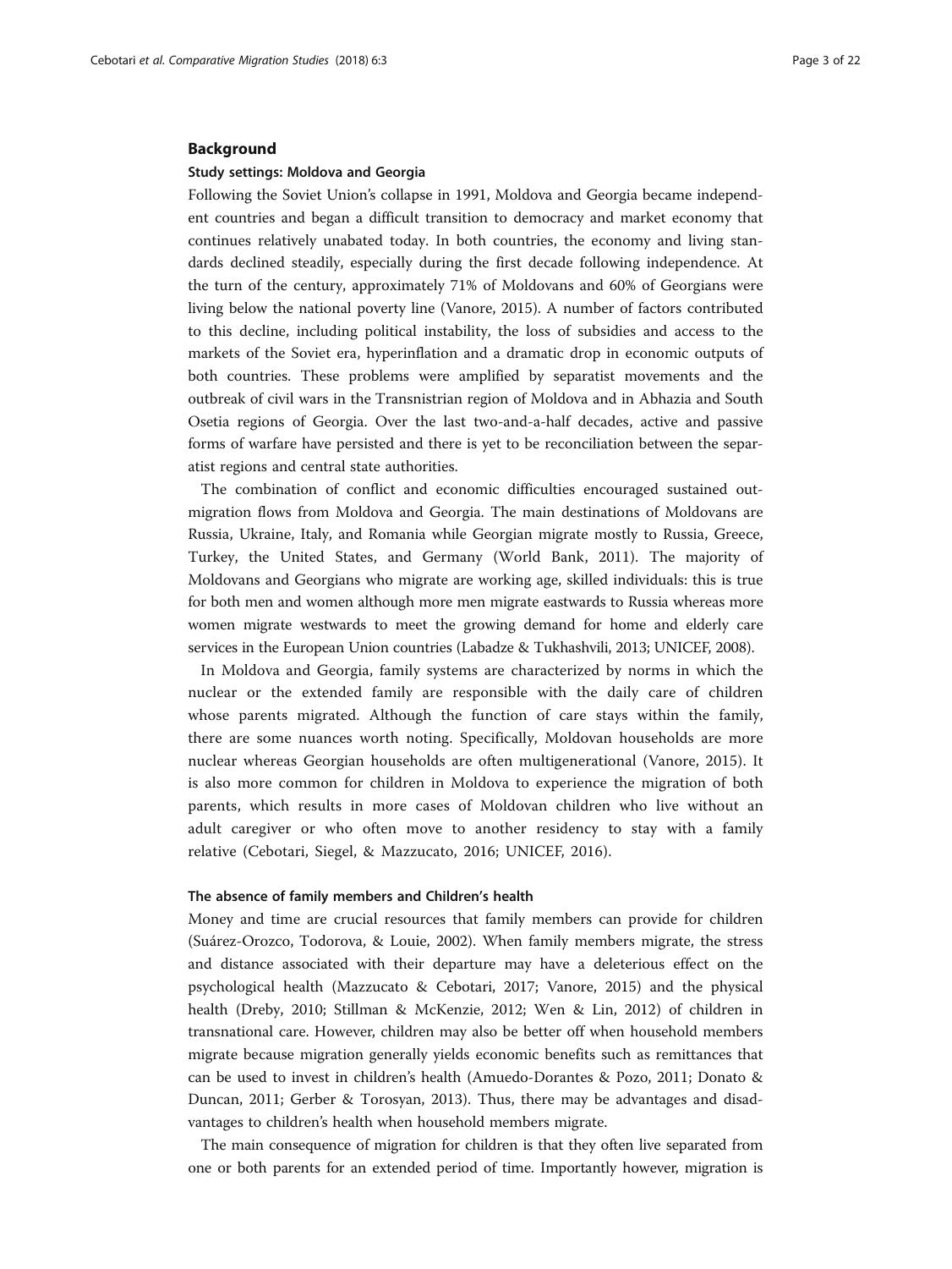## Background

### Study settings: Moldova and Georgia

Following the Soviet Union's collapse in 1991, Moldova and Georgia became independent countries and began a difficult transition to democracy and market economy that continues relatively unabated today. In both countries, the economy and living standards declined steadily, especially during the first decade following independence. At the turn of the century, approximately 71% of Moldovans and 60% of Georgians were living below the national poverty line (Vanore, 2015). A number of factors contributed to this decline, including political instability, the loss of subsidies and access to the markets of the Soviet era, hyperinflation and a dramatic drop in economic outputs of both countries. These problems were amplified by separatist movements and the outbreak of civil wars in the Transnistrian region of Moldova and in Abhazia and South Osetia regions of Georgia. Over the last two-and-a-half decades, active and passive forms of warfare have persisted and there is yet to be reconciliation between the separatist regions and central state authorities.

The combination of conflict and economic difficulties encouraged sustained out-migration flows from Moldova and Georgia. The main destinations of Moldovans are Russia, Ukraine, Italy, and Romania while Georgian migrate mostly to Russia, Greece, Turkey, the United States, and Germany (World Bank, 2011). The majority of Moldovans and Georgians who migrate are working age, skilled individuals: this is true for both men and women although more men migrate eastwards to Russia whereas more women migrate westwards to meet the growing demand for home and elderly care services in the European Union countries (Labadze & Tukhashvili, 2013; UNICEF, 2008).

In Moldova and Georgia, family systems are characterized by norms in which the nuclear or the extended family are responsible with the daily care of children whose parents migrated. Although the function of care stays within the family, there are some nuances worth noting. Specifically, Moldovan households are more nuclear whereas Georgian households are often multigenerational (Vanore, 2015). It is also more common for children in Moldova to experience the migration of both parents, which results in more cases of Moldovan children who live without an adult caregiver or who often move to another residency to stay with a family relative (Cebotari, Siegel, & Mazzucato, 2016; UNICEF, 2016).

### The absence of family members and Children's health

Money and time are crucial resources that family members can provide for children (Suárez-Orozco, Todorova, & Louie, 2002). When family members migrate, the stress and distance associated with their departure may have a deleterious effect on the psychological health (Mazzucato & Cebotari, 2017; Vanore, 2015) and the physical health (Dreby, 2010; Stillman & McKenzie, 2012; Wen & Lin, 2012) of children in transnational care. However, children may also be better off when household members migrate because migration generally yields economic benefits such as remittances that can be used to invest in children's health (Amuedo-Dorantes & Pozo, 2011; Donato & Duncan, 2011; Gerber & Torosyan, 2013). Thus, there may be advantages and disadvantages to children's health when household members migrate.

The main consequence of migration for children is that they often live separated from one or both parents for an extended period of time. Importantly however, migration is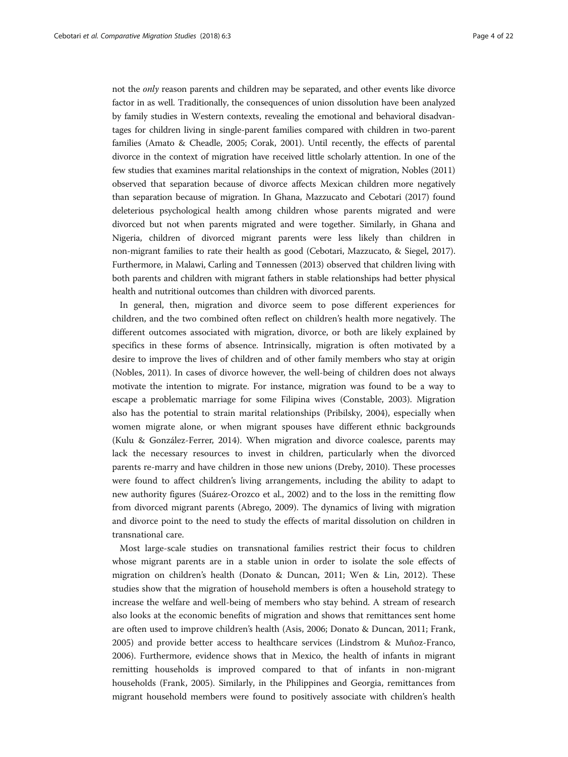not the *only* reason parents and children may be separated, and other events like divorce factor in as well. Traditionally, the consequences of union dissolution have been analyzed by family studies in Western contexts, revealing the emotional and behavioral disadvantages for children living in single-parent families compared with children in two-parent families (Amato & Cheadle, 2005; Corak, 2001). Until recently, the effects of parental divorce in the context of migration have received little scholarly attention. In one of the few studies that examines marital relationships in the context of migration, Nobles (2011) observed that separation because of divorce affects Mexican children more negatively than separation because of migration. In Ghana, Mazzucato and Cebotari (2017) found deleterious psychological health among children whose parents migrated and were divorced but not when parents migrated and were together. Similarly, in Ghana and Nigeria, children of divorced migrant parents were less likely than children in non-migrant families to rate their health as good (Cebotari, Mazzucato, & Siegel, 2017). Furthermore, in Malawi, Carling and Tønnessen (2013) observed that children living with both parents and children with migrant fathers in stable relationships had better physical health and nutritional outcomes than children with divorced parents.

In general, then, migration and divorce seem to pose different experiences for children, and the two combined often reflect on children's health more negatively. The different outcomes associated with migration, divorce, or both are likely explained by specifics in these forms of absence. Intrinsically, migration is often motivated by a desire to improve the lives of children and of other family members who stay at origin (Nobles, 2011). In cases of divorce however, the well-being of children does not always motivate the intention to migrate. For instance, migration was found to be a way to escape a problematic marriage for some Filipina wives (Constable, 2003). Migration also has the potential to strain marital relationships (Pribilsky, 2004), especially when women migrate alone, or when migrant spouses have different ethnic backgrounds (Kulu & González-Ferrer, 2014). When migration and divorce coalesce, parents may lack the necessary resources to invest in children, particularly when the divorced parents re-marry and have children in those new unions (Dreby, 2010). These processes were found to affect children's living arrangements, including the ability to adapt to new authority figures (Suárez-Orozco et al., 2002) and to the loss in the remitting flow from divorced migrant parents (Abrego, 2009). The dynamics of living with migration and divorce point to the need to study the effects of marital dissolution on children in transnational care.

Most large-scale studies on transnational families restrict their focus to children whose migrant parents are in a stable union in order to isolate the sole effects of migration on children's health (Donato & Duncan, 2011; Wen & Lin, 2012). These studies show that the migration of household members is often a household strategy to increase the welfare and well-being of members who stay behind. A stream of research also looks at the economic benefits of migration and shows that remittances sent home are often used to improve children's health (Asis, 2006; Donato & Duncan, 2011; Frank, 2005) and provide better access to healthcare services (Lindstrom & Muñoz-Franco, 2006). Furthermore, evidence shows that in Mexico, the health of infants in migrant remitting households is improved compared to that of infants in non-migrant households (Frank, 2005). Similarly, in the Philippines and Georgia, remittances from migrant household members were found to positively associate with children's health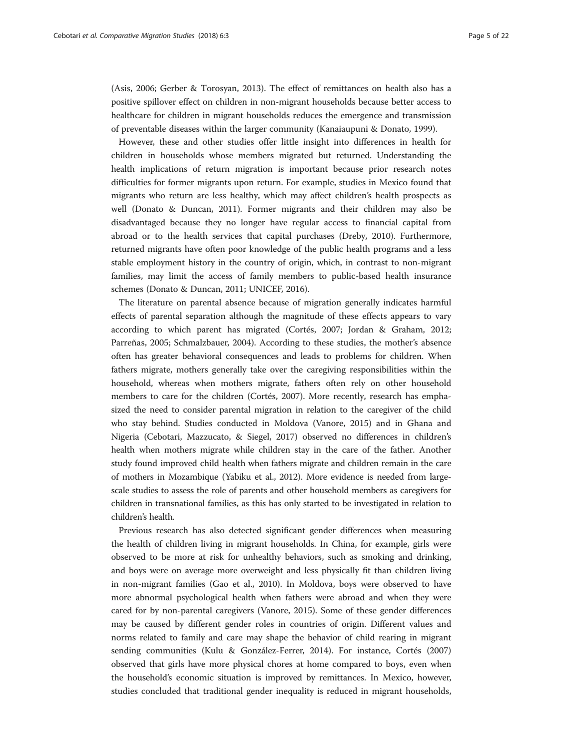(Asis, 2006; Gerber & Torosyan, 2013). The effect of remittances on health also has a positive spillover effect on children in non-migrant households because better access to healthcare for children in migrant households reduces the emergence and transmission of preventable diseases within the larger community (Kanaiaupuni & Donato, 1999).

However, these and other studies offer little insight into differences in health for children in households whose members migrated but returned. Understanding the health implications of return migration is important because prior research notes difficulties for former migrants upon return. For example, studies in Mexico found that migrants who return are less healthy, which may affect children's health prospects as well (Donato & Duncan, 2011). Former migrants and their children may also be disadvantaged because they no longer have regular access to financial capital from abroad or to the health services that capital purchases (Dreby, 2010). Furthermore, returned migrants have often poor knowledge of the public health programs and a less stable employment history in the country of origin, which, in contrast to non-migrant families, may limit the access of family members to public-based health insurance schemes (Donato & Duncan, 2011; UNICEF, 2016).

The literature on parental absence because of migration generally indicates harmful effects of parental separation although the magnitude of these effects appears to vary according to which parent has migrated (Cortés, 2007; Jordan & Graham, 2012; Parreñas, 2005; Schmalzbauer, 2004). According to these studies, the mother's absence often has greater behavioral consequences and leads to problems for children. When fathers migrate, mothers generally take over the caregiving responsibilities within the household, whereas when mothers migrate, fathers often rely on other household members to care for the children (Cortés, 2007). More recently, research has emphasized the need to consider parental migration in relation to the caregiver of the child who stay behind. Studies conducted in Moldova (Vanore, 2015) and in Ghana and Nigeria (Cebotari, Mazzucato, & Siegel, 2017) observed no differences in children's health when mothers migrate while children stay in the care of the father. Another study found improved child health when fathers migrate and children remain in the care of mothers in Mozambique (Yabiku et al., 2012). More evidence is needed from large-scale studies to assess the role of parents and other household members as caregivers for children in transnational families, as this has only started to be investigated in relation to children's health.

Previous research has also detected significant gender differences when measuring the health of children living in migrant households. In China, for example, girls were observed to be more at risk for unhealthy behaviors, such as smoking and drinking, and boys were on average more overweight and less physically fit than children living in non-migrant families (Gao et al., 2010). In Moldova, boys were observed to have more abnormal psychological health when fathers were abroad and when they were cared for by non-parental caregivers (Vanore, 2015). Some of these gender differences may be caused by different gender roles in countries of origin. Different values and norms related to family and care may shape the behavior of child rearing in migrant sending communities (Kulu & González-Ferrer, 2014). For instance, Cortés (2007) observed that girls have more physical chores at home compared to boys, even when the household's economic situation is improved by remittances. In Mexico, however, studies concluded that traditional gender inequality is reduced in migrant households,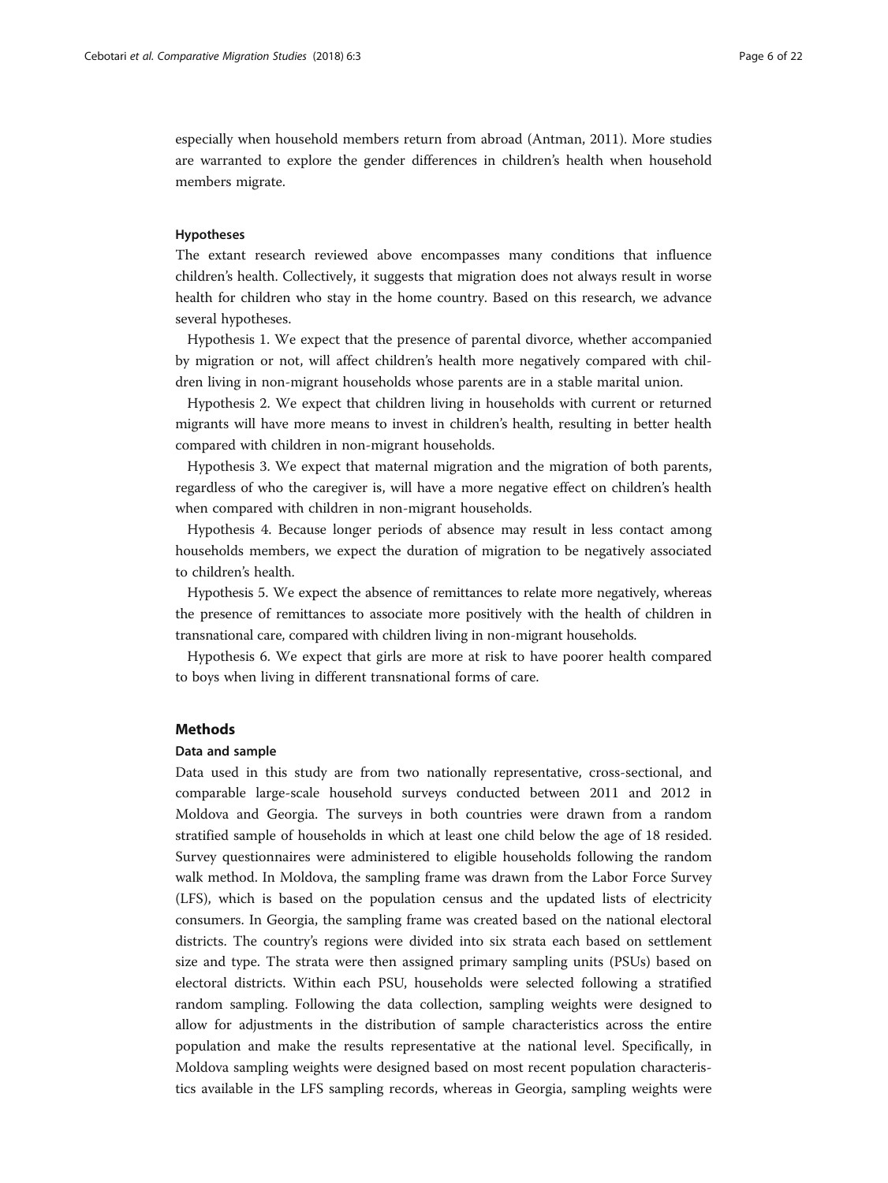especially when household members return from abroad (Antman, 2011). More studies are warranted to explore the gender differences in children's health when household members migrate.

### Hypotheses

The extant research reviewed above encompasses many conditions that influence children's health. Collectively, it suggests that migration does not always result in worse health for children who stay in the home country. Based on this research, we advance several hypotheses.

Hypothesis 1. We expect that the presence of parental divorce, whether accompanied by migration or not, will affect children's health more negatively compared with children living in non-migrant households whose parents are in a stable marital union.

Hypothesis 2. We expect that children living in households with current or returned migrants will have more means to invest in children's health, resulting in better health compared with children in non-migrant households.

Hypothesis 3. We expect that maternal migration and the migration of both parents, regardless of who the caregiver is, will have a more negative effect on children's health when compared with children in non-migrant households.

Hypothesis 4. Because longer periods of absence may result in less contact among households members, we expect the duration of migration to be negatively associated to children's health.

Hypothesis 5. We expect the absence of remittances to relate more negatively, whereas the presence of remittances to associate more positively with the health of children in transnational care, compared with children living in non-migrant households.

Hypothesis 6. We expect that girls are more at risk to have poorer health compared to boys when living in different transnational forms of care.

## Methods

### Data and sample

Data used in this study are from two nationally representative, cross-sectional, and comparable large-scale household surveys conducted between 2011 and 2012 in Moldova and Georgia. The surveys in both countries were drawn from a random stratified sample of households in which at least one child below the age of 18 resided. Survey questionnaires were administered to eligible households following the random walk method. In Moldova, the sampling frame was drawn from the Labor Force Survey (LFS), which is based on the population census and the updated lists of electricity consumers. In Georgia, the sampling frame was created based on the national electoral districts. The country's regions were divided into six strata each based on settlement size and type. The strata were then assigned primary sampling units (PSUs) based on electoral districts. Within each PSU, households were selected following a stratified random sampling. Following the data collection, sampling weights were designed to allow for adjustments in the distribution of sample characteristics across the entire population and make the results representative at the national level. Specifically, in Moldova sampling weights were designed based on most recent population characteristics available in the LFS sampling records, whereas in Georgia, sampling weights were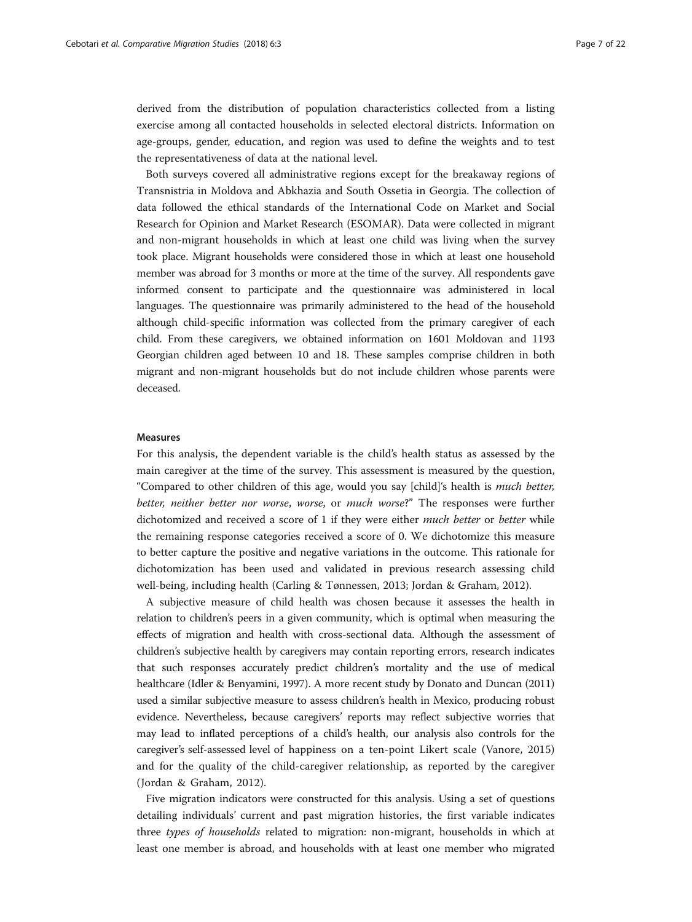derived from the distribution of population characteristics collected from a listing exercise among all contacted households in selected electoral districts. Information on age-groups, gender, education, and region was used to define the weights and to test the representativeness of data at the national level.

Both surveys covered all administrative regions except for the breakaway regions of Transnistria in Moldova and Abkhazia and South Ossetia in Georgia. The collection of data followed the ethical standards of the International Code on Market and Social Research for Opinion and Market Research (ESOMAR). Data were collected in migrant and non-migrant households in which at least one child was living when the survey took place. Migrant households were considered those in which at least one household member was abroad for 3 months or more at the time of the survey. All respondents gave informed consent to participate and the questionnaire was administered in local languages. The questionnaire was primarily administered to the head of the household although child-specific information was collected from the primary caregiver of each child. From these caregivers, we obtained information on 1601 Moldovan and 1193 Georgian children aged between 10 and 18. These samples comprise children in both migrant and non-migrant households but do not include children whose parents were deceased.

#### Measures

For this analysis, the dependent variable is the child's health status as assessed by the main caregiver at the time of the survey. This assessment is measured by the question, "Compared to other children of this age, would you say [child]'s health is *much better, better, neither better nor worse*, *worse*, or *much worse*?" The responses were further dichotomized and received a score of 1 if they were either *much better* or *better* while the remaining response categories received a score of 0. We dichotomize this measure to better capture the positive and negative variations in the outcome. This rationale for dichotomization has been used and validated in previous research assessing child well-being, including health (Carling & Tønnessen, 2013; Jordan & Graham, 2012).

A subjective measure of child health was chosen because it assesses the health in relation to children's peers in a given community, which is optimal when measuring the effects of migration and health with cross-sectional data. Although the assessment of children's subjective health by caregivers may contain reporting errors, research indicates that such responses accurately predict children's mortality and the use of medical healthcare (Idler & Benyamini, 1997). A more recent study by Donato and Duncan (2011) used a similar subjective measure to assess children's health in Mexico, producing robust evidence. Nevertheless, because caregivers' reports may reflect subjective worries that may lead to inflated perceptions of a child's health, our analysis also controls for the caregiver's self-assessed level of happiness on a ten-point Likert scale (Vanore, 2015) and for the quality of the child-caregiver relationship, as reported by the caregiver (Jordan & Graham, 2012).

Five migration indicators were constructed for this analysis. Using a set of questions detailing individuals' current and past migration histories, the first variable indicates three *types of households* related to migration: non-migrant, households in which at least one member is abroad, and households with at least one member who migrated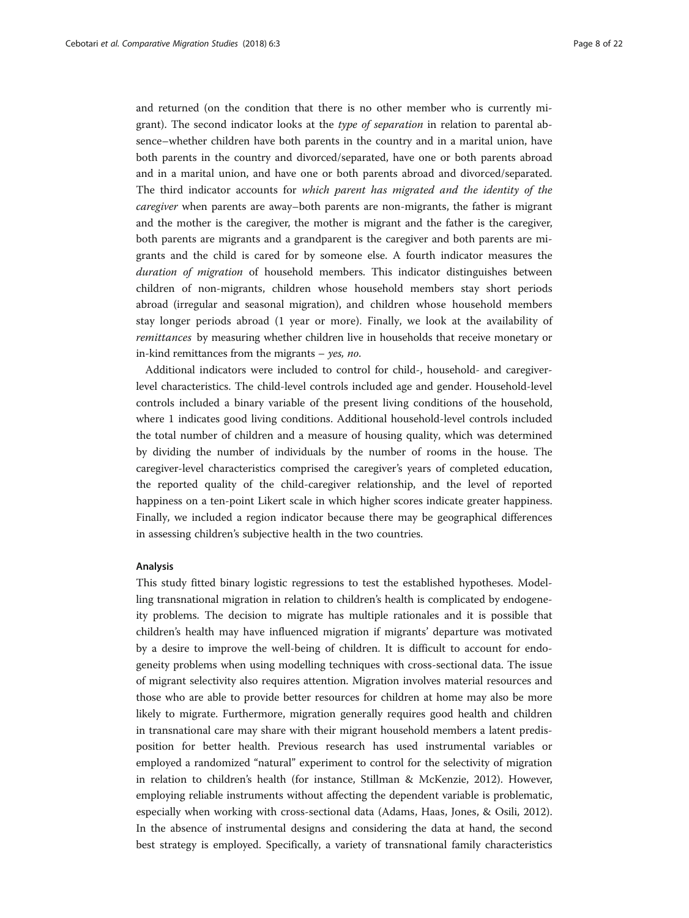and returned (on the condition that there is no other member who is currently migrant). The second indicator looks at the *type of separation* in relation to parental absence–whether children have both parents in the country and in a marital union, have both parents in the country and divorced/separated, have one or both parents abroad and in a marital union, and have one or both parents abroad and divorced/separated. The third indicator accounts for *which parent has migrated and the identity of the caregiver* when parents are away–both parents are non-migrants, the father is migrant and the mother is the caregiver, the mother is migrant and the father is the caregiver, both parents are migrants and a grandparent is the caregiver and both parents are migrants and the child is cared for by someone else. A fourth indicator measures the *duration of migration* of household members. This indicator distinguishes between children of non-migrants, children whose household members stay short periods abroad (irregular and seasonal migration), and children whose household members stay longer periods abroad (1 year or more). Finally, we look at the availability of *remittances* by measuring whether children live in households that receive monetary or in-kind remittances from the migrants – *yes, no*.

Additional indicators were included to control for child-, household- and caregiver-level characteristics. The child-level controls included age and gender. Household-level controls included a binary variable of the present living conditions of the household, where 1 indicates good living conditions. Additional household-level controls included the total number of children and a measure of housing quality, which was determined by dividing the number of individuals by the number of rooms in the house. The caregiver-level characteristics comprised the caregiver's years of completed education, the reported quality of the child-caregiver relationship, and the level of reported happiness on a ten-point Likert scale in which higher scores indicate greater happiness. Finally, we included a region indicator because there may be geographical differences in assessing children's subjective health in the two countries.

#### Analysis

This study fitted binary logistic regressions to test the established hypotheses. Modelling transnational migration in relation to children's health is complicated by endogeneity problems. The decision to migrate has multiple rationales and it is possible that children's health may have influenced migration if migrants' departure was motivated by a desire to improve the well-being of children. It is difficult to account for endogeneity problems when using modelling techniques with cross-sectional data. The issue of migrant selectivity also requires attention. Migration involves material resources and those who are able to provide better resources for children at home may also be more likely to migrate. Furthermore, migration generally requires good health and children in transnational care may share with their migrant household members a latent predisposition for better health. Previous research has used instrumental variables or employed a randomized "natural" experiment to control for the selectivity of migration in relation to children's health (for instance, Stillman & McKenzie, 2012). However, employing reliable instruments without affecting the dependent variable is problematic, especially when working with cross-sectional data (Adams, Haas, Jones, & Osili, 2012). In the absence of instrumental designs and considering the data at hand, the second best strategy is employed. Specifically, a variety of transnational family characteristics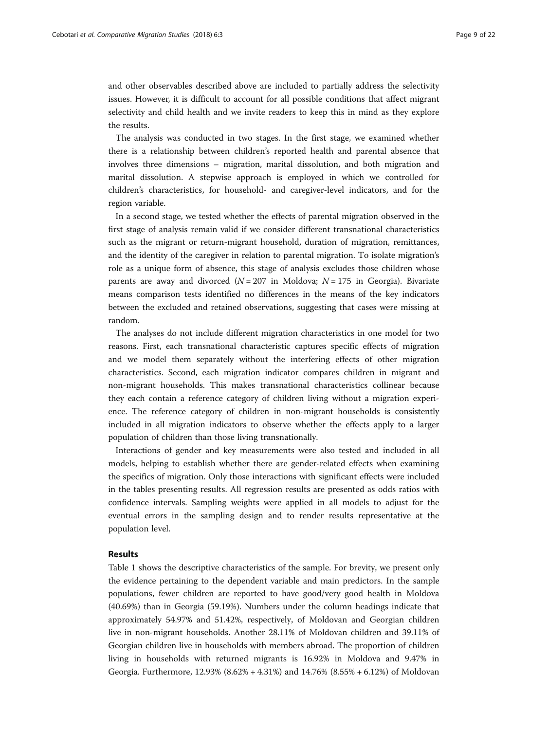and other observables described above are included to partially address the selectivity issues. However, it is difficult to account for all possible conditions that affect migrant selectivity and child health and we invite readers to keep this in mind as they explore the results.

The analysis was conducted in two stages. In the first stage, we examined whether there is a relationship between children's reported health and parental absence that involves three dimensions – migration, marital dissolution, and both migration and marital dissolution. A stepwise approach is employed in which we controlled for children's characteristics, for household- and caregiver-level indicators, and for the region variable.

In a second stage, we tested whether the effects of parental migration observed in the first stage of analysis remain valid if we consider different transnational characteristics such as the migrant or return-migrant household, duration of migration, remittances, and the identity of the caregiver in relation to parental migration. To isolate migration's role as a unique form of absence, this stage of analysis excludes those children whose parents are away and divorced ($N = 207$ in Moldova; $N = 175$ in Georgia). Bivariate means comparison tests identified no differences in the means of the key indicators between the excluded and retained observations, suggesting that cases were missing at random.

The analyses do not include different migration characteristics in one model for two reasons. First, each transnational characteristic captures specific effects of migration and we model them separately without the interfering effects of other migration characteristics. Second, each migration indicator compares children in migrant and non-migrant households. This makes transnational characteristics collinear because they each contain a reference category of children living without a migration experience. The reference category of children in non-migrant households is consistently included in all migration indicators to observe whether the effects apply to a larger population of children than those living transnationally.

Interactions of gender and key measurements were also tested and included in all models, helping to establish whether there are gender-related effects when examining the specifics of migration. Only those interactions with significant effects were included in the tables presenting results. All regression results are presented as odds ratios with confidence intervals. Sampling weights were applied in all models to adjust for the eventual errors in the sampling design and to render results representative at the population level.

## Results

Table 1 shows the descriptive characteristics of the sample. For brevity, we present only the evidence pertaining to the dependent variable and main predictors. In the sample populations, fewer children are reported to have good/very good health in Moldova (40.69%) than in Georgia (59.19%). Numbers under the column headings indicate that approximately 54.97% and 51.42%, respectively, of Moldovan and Georgian children live in non-migrant households. Another 28.11% of Moldovan children and 39.11% of Georgian children live in households with members abroad. The proportion of children living in households with returned migrants is 16.92% in Moldova and 9.47% in Georgia. Furthermore, 12.93% (8.62% + 4.31%) and 14.76% (8.55% + 6.12%) of Moldovan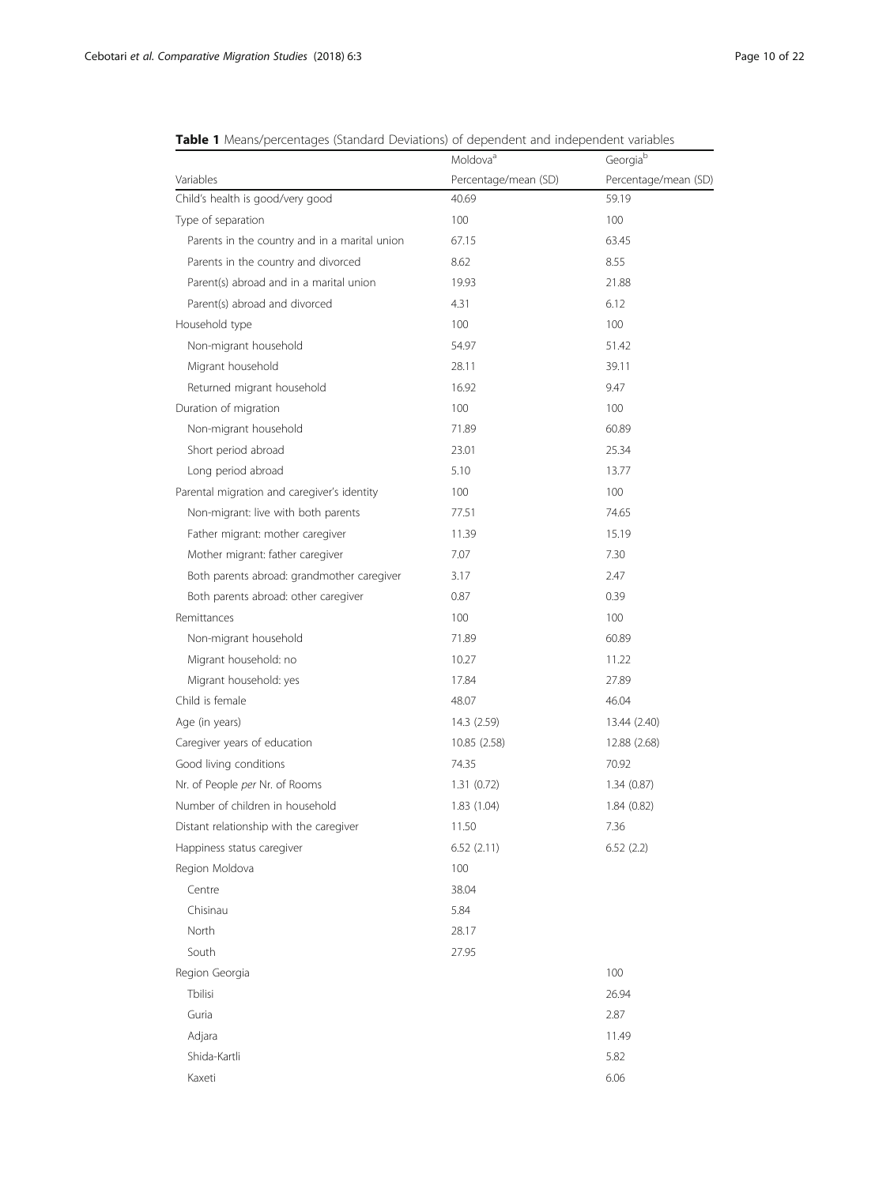**Table 1** Means/percentages (Standard Deviations) of dependent and independent variables

| Variables | Moldova[a] Percentage/mean (SD) | Georgia[b] Percentage/mean (SD) |
|---|---|---|
| Child's health is good/very good | 40.69 | 59.19 |
| Type of separation | 100 | 100 |
| Parents in the country and in a marital union | 67.15 | 63.45 |
| Parents in the country and divorced | 8.62 | 8.55 |
| Parent(s) abroad and in a marital union | 19.93 | 21.88 |
| Parent(s) abroad and divorced | 4.31 | 6.12 |
| Household type | 100 | 100 |
| Non-migrant household | 54.97 | 51.42 |
| Migrant household | 28.11 | 39.11 |
| Returned migrant household | 16.92 | 9.47 |
| Duration of migration | 100 | 100 |
| Non-migrant household | 71.89 | 60.89 |
| Short period abroad | 23.01 | 25.34 |
| Long period abroad | 5.10 | 13.77 |
| Parental migration and caregiver's identity | 100 | 100 |
| Non-migrant: live with both parents | 77.51 | 74.65 |
| Father migrant: mother caregiver | 11.39 | 15.19 |
| Mother migrant: father caregiver | 7.07 | 7.30 |
| Both parents abroad: grandmother caregiver | 3.17 | 2.47 |
| Both parents abroad: other caregiver | 0.87 | 0.39 |
| Remittances | 100 | 100 |
| Non-migrant household | 71.89 | 60.89 |
| Migrant household: no | 10.27 | 11.22 |
| Migrant household: yes | 17.84 | 27.89 |
| Child is female | 48.07 | 46.04 |
| Age (in years) | 14.3 (2.59) | 13.44 (2.40) |
| Caregiver years of education | 10.85 (2.58) | 12.88 (2.68) |
| Good living conditions | 74.35 | 70.92 |
| Nr. of People *per* Nr. of Rooms | 1.31 (0.72) | 1.34 (0.87) |
| Number of children in household | 1.83 (1.04) | 1.84 (0.82) |
| Distant relationship with the caregiver | 11.50 | 7.36 |
| Happiness status caregiver | 6.52 (2.11) | 6.52 (2.2) |
| Region Moldova | 100 | |
| Centre | 38.04 | |
| Chisinau | 5.84 | |
| North | 28.17 | |
| South | 27.95 | |
| Region Georgia | | 100 |
| Tbilisi | | 26.94 |
| Guria | | 2.87 |
| Adjara | | 11.49 |
| Shida-Kartli | | 5.82 |
| Kaxeti | | 6.06 |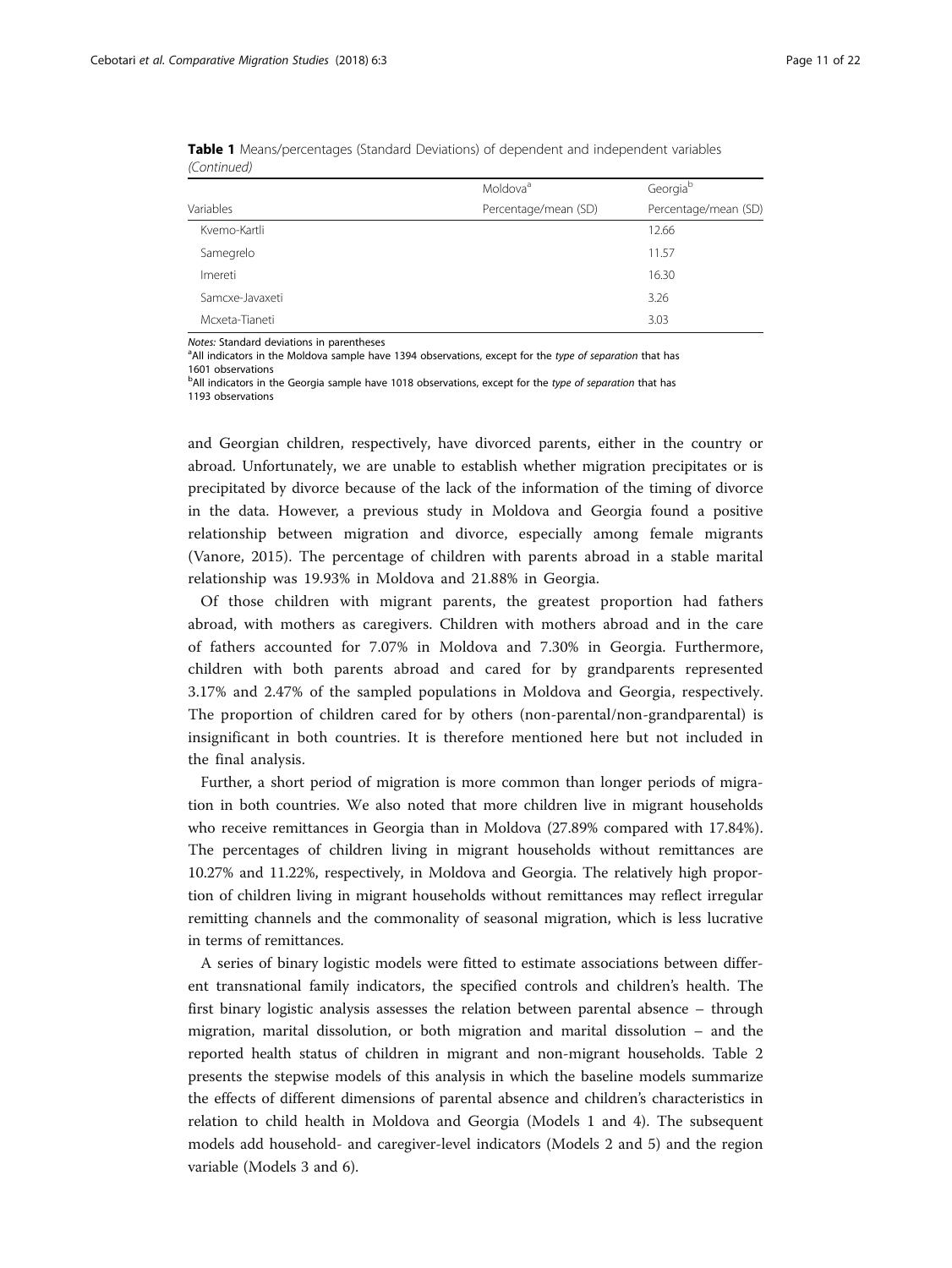**Table 1** Means/percentages (Standard Deviations) of dependent and independent variables *(Continued)*

| Variables | Moldova[a] Percentage/mean (SD) | Georgia[b] Percentage/mean (SD) |
|---|---|---|
| Kvemo-Kartli | | 12.66 |
| Samegrelo | | 11.57 |
| Imereti | | 16.30 |
| Samcxe-Javaxeti | | 3.26 |
| Mcxeta-Tianeti | | 3.03 |

*Notes:* Standard deviations in parentheses
[a]All indicators in the Moldova sample have 1394 observations, except for the *type of separation* that has 1601 observations
[b]All indicators in the Georgia sample have 1018 observations, except for the *type of separation* that has 1193 observations

and Georgian children, respectively, have divorced parents, either in the country or abroad. Unfortunately, we are unable to establish whether migration precipitates or is precipitated by divorce because of the lack of the information of the timing of divorce in the data. However, a previous study in Moldova and Georgia found a positive relationship between migration and divorce, especially among female migrants (Vanore, 2015). The percentage of children with parents abroad in a stable marital relationship was 19.93% in Moldova and 21.88% in Georgia.

Of those children with migrant parents, the greatest proportion had fathers abroad, with mothers as caregivers. Children with mothers abroad and in the care of fathers accounted for 7.07% in Moldova and 7.30% in Georgia. Furthermore, children with both parents abroad and cared for by grandparents represented 3.17% and 2.47% of the sampled populations in Moldova and Georgia, respectively. The proportion of children cared for by others (non-parental/non-grandparental) is insignificant in both countries. It is therefore mentioned here but not included in the final analysis.

Further, a short period of migration is more common than longer periods of migration in both countries. We also noted that more children live in migrant households who receive remittances in Georgia than in Moldova (27.89% compared with 17.84%). The percentages of children living in migrant households without remittances are 10.27% and 11.22%, respectively, in Moldova and Georgia. The relatively high proportion of children living in migrant households without remittances may reflect irregular remitting channels and the commonality of seasonal migration, which is less lucrative in terms of remittances.

A series of binary logistic models were fitted to estimate associations between different transnational family indicators, the specified controls and children's health. The first binary logistic analysis assesses the relation between parental absence – through migration, marital dissolution, or both migration and marital dissolution – and the reported health status of children in migrant and non-migrant households. Table 2 presents the stepwise models of this analysis in which the baseline models summarize the effects of different dimensions of parental absence and children's characteristics in relation to child health in Moldova and Georgia (Models 1 and 4). The subsequent models add household- and caregiver-level indicators (Models 2 and 5) and the region variable (Models 3 and 6).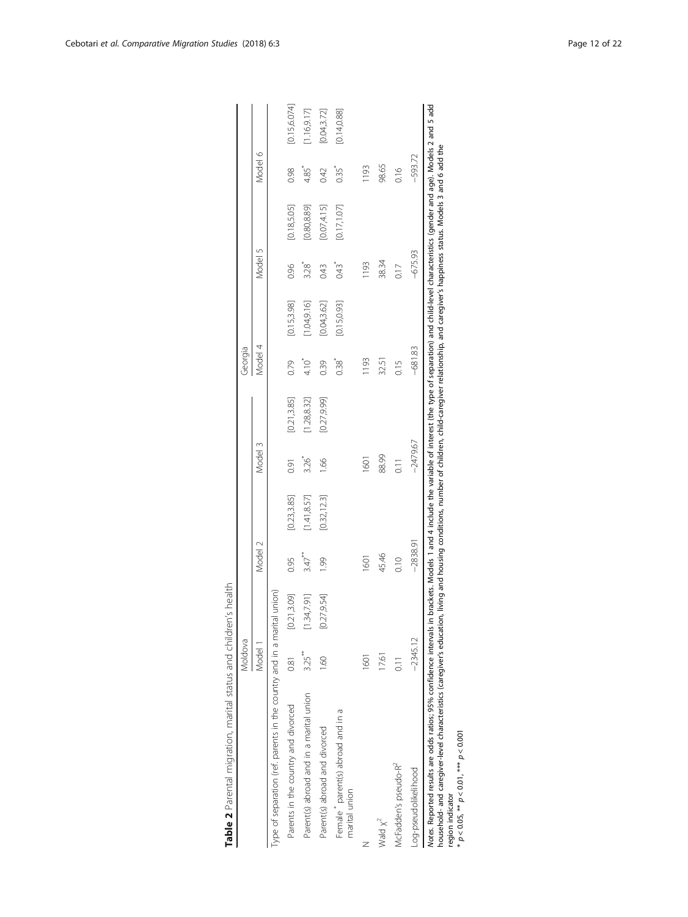**Table 2** Parental migration, marital status and children's health

| | Moldova | | | | | | Georgia | | | | | |
|---|---|---|---|---|---|---|---|---|---|---|---|---|
| | Model 1 | | Model 2 | | Model 3 | | Model 4 | | Model 5 | | Model 6 | |
| Type of separation (ref. parents in the country and in a marital union) | | | | | | | | | | | | |
| Parents in the country and divorced | 0.81 | [0.21,3.09] | 0.95 | [0.23,3.85] | 0.91 | [0.21,3.85] | 0.79 | [0.15,3.98] | 0.96 | [0.18,5.05] | 0.98 | [0.15,6.074] |
| Parent(s) abroad and in a marital union | 3.25** | [1.34,7.91] | 3.47** | [1.41,8.57] | 3.26* | [1.28,8.32] | 4.10* | [1.04,9.16] | 3.28* | [0.80,8.89] | 4.85* | [1.16,9.17] |
| Parent(s) abroad and divorced | 1.60 | [0.27,9.54] | 1.99 | [0.32,12.3] | 1.66 | [0.27,9.99] | 0.39 | [0.04,3.62] | 0.43 | [0.07,4.15] | 0.42 | [0.04,3.72] |
| Female * parent(s) abroad and in a marital union | | | | | | | 0.38* | [0.15,0.93] | 0.43* | [0.17,1.07] | 0.35* | [0.14,0.88] |
| N | 1601 | | 1601 | | 1601 | | 1193 | | 1193 | | 1193 | |
| Wald $\chi^2$ | 17.61 | | 45.46 | | 88.99 | | 32.51 | | 38.34 | | 98.65 | |
| McFadden's pseudo-$R^2$ | 0.11 | | 0.10 | | 0.11 | | 0.15 | | 0.17 | | 0.16 | |
| Log-pseudolikelihood | −2345.12 | | −2838.91 | | −2479.67 | | −681.83 | | −675.93 | | −593.72 | |

*Notes*. Reported results are odds ratios; 95% confidence intervals in brackets. Models 1 and 4 include the variable of interest (the type of separation) and child-level characteristics (gender and age). Models 2 and 5 add household- and caregiver-level characteristics (caregiver's education, living and housing conditions, number of children, child-caregiver relationship, and caregiver's happiness status. Models 3 and 6 add the region indicator

* $p < 0.05$, ** $p < 0.01$, *** $p < 0.001$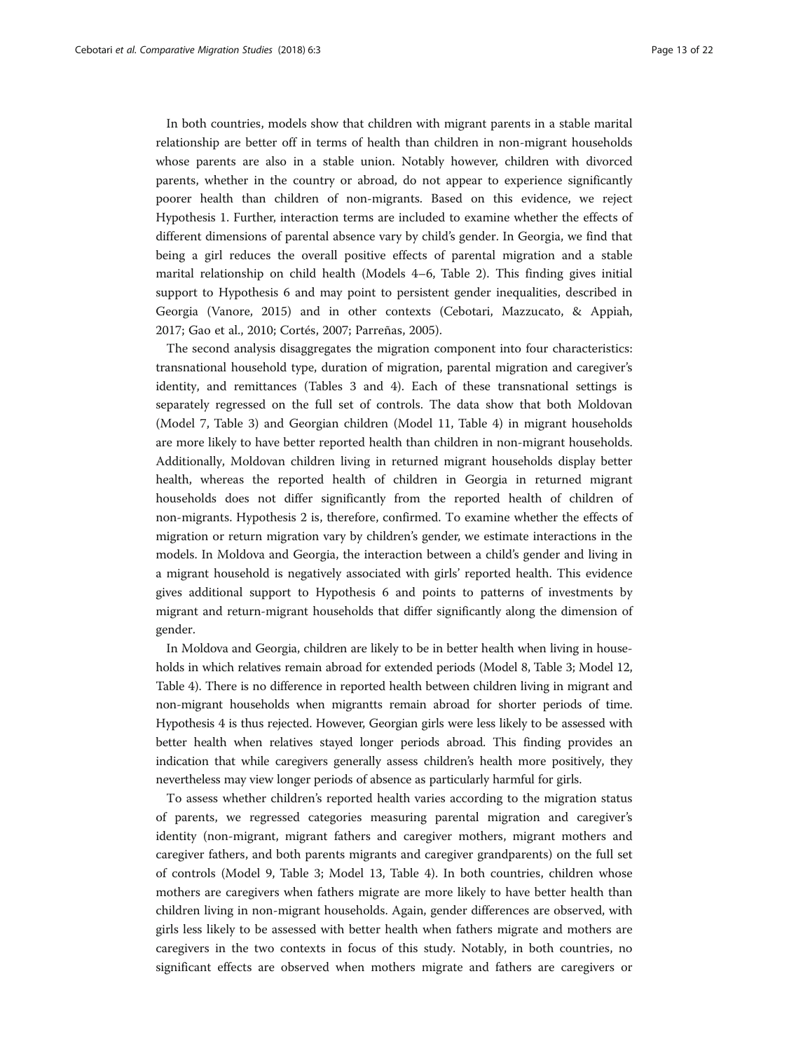In both countries, models show that children with migrant parents in a stable marital relationship are better off in terms of health than children in non-migrant households whose parents are also in a stable union. Notably however, children with divorced parents, whether in the country or abroad, do not appear to experience significantly poorer health than children of non-migrants. Based on this evidence, we reject Hypothesis 1. Further, interaction terms are included to examine whether the effects of different dimensions of parental absence vary by child's gender. In Georgia, we find that being a girl reduces the overall positive effects of parental migration and a stable marital relationship on child health (Models 4–6, Table 2). This finding gives initial support to Hypothesis 6 and may point to persistent gender inequalities, described in Georgia (Vanore, 2015) and in other contexts (Cebotari, Mazzucato, & Appiah, 2017; Gao et al., 2010; Cortés, 2007; Parreñas, 2005).

The second analysis disaggregates the migration component into four characteristics: transnational household type, duration of migration, parental migration and caregiver's identity, and remittances (Tables 3 and 4). Each of these transnational settings is separately regressed on the full set of controls. The data show that both Moldovan (Model 7, Table 3) and Georgian children (Model 11, Table 4) in migrant households are more likely to have better reported health than children in non-migrant households. Additionally, Moldovan children living in returned migrant households display better health, whereas the reported health of children in Georgia in returned migrant households does not differ significantly from the reported health of children of non-migrants. Hypothesis 2 is, therefore, confirmed. To examine whether the effects of migration or return migration vary by children's gender, we estimate interactions in the models. In Moldova and Georgia, the interaction between a child's gender and living in a migrant household is negatively associated with girls' reported health. This evidence gives additional support to Hypothesis 6 and points to patterns of investments by migrant and return-migrant households that differ significantly along the dimension of gender.

In Moldova and Georgia, children are likely to be in better health when living in households in which relatives remain abroad for extended periods (Model 8, Table 3; Model 12, Table 4). There is no difference in reported health between children living in migrant and non-migrant households when migrantts remain abroad for shorter periods of time. Hypothesis 4 is thus rejected. However, Georgian girls were less likely to be assessed with better health when relatives stayed longer periods abroad. This finding provides an indication that while caregivers generally assess children's health more positively, they nevertheless may view longer periods of absence as particularly harmful for girls.

To assess whether children's reported health varies according to the migration status of parents, we regressed categories measuring parental migration and caregiver's identity (non-migrant, migrant fathers and caregiver mothers, migrant mothers and caregiver fathers, and both parents migrants and caregiver grandparents) on the full set of controls (Model 9, Table 3; Model 13, Table 4). In both countries, children whose mothers are caregivers when fathers migrate are more likely to have better health than children living in non-migrant households. Again, gender differences are observed, with girls less likely to be assessed with better health when fathers migrate and mothers are caregivers in the two contexts in focus of this study. Notably, in both countries, no significant effects are observed when mothers migrate and fathers are caregivers or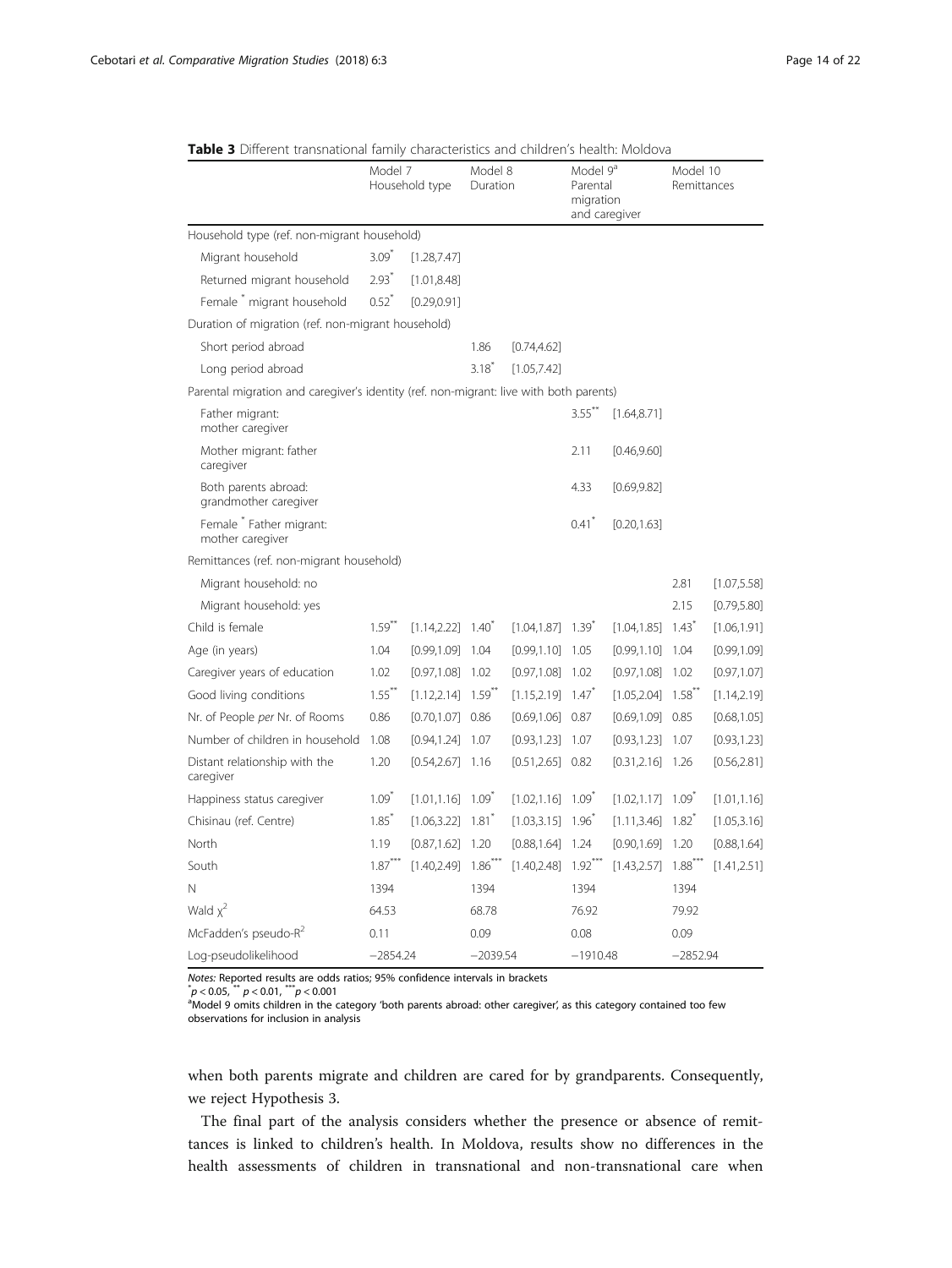**Table 3** Different transnational family characteristics and children's health: Moldova

| | Model 7 Household type | | Model 8 Duration | | Model 9[a] Parental migration and caregiver | | Model 10 Remittances | |
|---|---|---|---|---|---|---|---|---|
| Household type (ref. non-migrant household) | | | | | | | | |
| Migrant household | 3.09* | [1.28,7.47] | | | | | | |
| Returned migrant household | 2.93* | [1.01,8.48] | | | | | | |
| Female * migrant household | 0.52* | [0.29,0.91] | | | | | | |
| Duration of migration (ref. non-migrant household) | | | | | | | | |
| Short period abroad | | | 1.86 | [0.74,4.62] | | | | |
| Long period abroad | | | 3.18* | [1.05,7.42] | | | | |
| Parental migration and caregiver's identity (ref. non-migrant: live with both parents) | | | | | | | | |
| Father migrant: mother caregiver | | | | | 3.55** | [1.64,8.71] | | |
| Mother migrant: father caregiver | | | | | 2.11 | [0.46,9.60] | | |
| Both parents abroad: grandmother caregiver | | | | | 4.33 | [0.69,9.82] | | |
| Female * Father migrant: mother caregiver | | | | | 0.41* | [0.20,1.63] | | |
| Remittances (ref. non-migrant household) | | | | | | | | |
| Migrant household: no | | | | | | | 2.81 | [1.07,5.58] |
| Migrant household: yes | | | | | | | 2.15 | [0.79,5.80] |
| Child is female | 1.59** | [1.14,2.22] | 1.40* | [1.04,1.87] | 1.39* | [1.04,1.85] | 1.43* | [1.06,1.91] |
| Age (in years) | 1.04 | [0.99,1.09] | 1.04 | [0.99,1.10] | 1.05 | [0.99,1.10] | 1.04 | [0.99,1.09] |
| Caregiver years of education | 1.02 | [0.97,1.08] | 1.02 | [0.97,1.08] | 1.02 | [0.97,1.08] | 1.02 | [0.97,1.07] |
| Good living conditions | 1.55** | [1.12,2.14] | 1.59** | [1.15,2.19] | 1.47* | [1.05,2.04] | 1.58** | [1.14,2.19] |
| Nr. of People *per* Nr. of Rooms | 0.86 | [0.70,1.07] | 0.86 | [0.69,1.06] | 0.87 | [0.69,1.09] | 0.85 | [0.68,1.05] |
| Number of children in household | 1.08 | [0.94,1.24] | 1.07 | [0.93,1.23] | 1.07 | [0.93,1.23] | 1.07 | [0.93,1.23] |
| Distant relationship with the caregiver | 1.20 | [0.54,2.67] | 1.16 | [0.51,2.65] | 0.82 | [0.31,2.16] | 1.26 | [0.56,2.81] |
| Happiness status caregiver | 1.09* | [1.01,1.16] | 1.09* | [1.02,1.16] | 1.09* | [1.02,1.17] | 1.09* | [1.01,1.16] |
| Chisinau (ref. Centre) | 1.85* | [1.06,3.22] | 1.81* | [1.03,3.15] | 1.96* | [1.11,3.46] | 1.82* | [1.05,3.16] |
| North | 1.19 | [0.87,1.62] | 1.20 | [0.88,1.64] | 1.24 | [0.90,1.69] | 1.20 | [0.88,1.64] |
| South | 1.87*** | [1.40,2.49] | 1.86*** | [1.40,2.48] | 1.92*** | [1.43,2.57] | 1.88*** | [1.41,2.51] |
| N | 1394 | | 1394 | | 1394 | | 1394 | |
| Wald $\chi^2$ | 64.53 | | 68.78 | | 76.92 | | 79.92 | |
| McFadden's pseudo-$R^2$ | 0.11 | | 0.09 | | 0.08 | | 0.09 | |
| Log-pseudolikelihood | −2854.24 | | −2039.54 | | −1910.48 | | −2852.94 | |

*Notes:* Reported results are odds ratios; 95% confidence intervals in brackets
*$p < 0.05$, **$p < 0.01$, ***$p < 0.001$
[a]Model 9 omits children in the category 'both parents abroad: other caregiver', as this category contained too few observations for inclusion in analysis

when both parents migrate and children are cared for by grandparents. Consequently, we reject Hypothesis 3.

The final part of the analysis considers whether the presence or absence of remittances is linked to children's health. In Moldova, results show no differences in the health assessments of children in transnational and non-transnational care when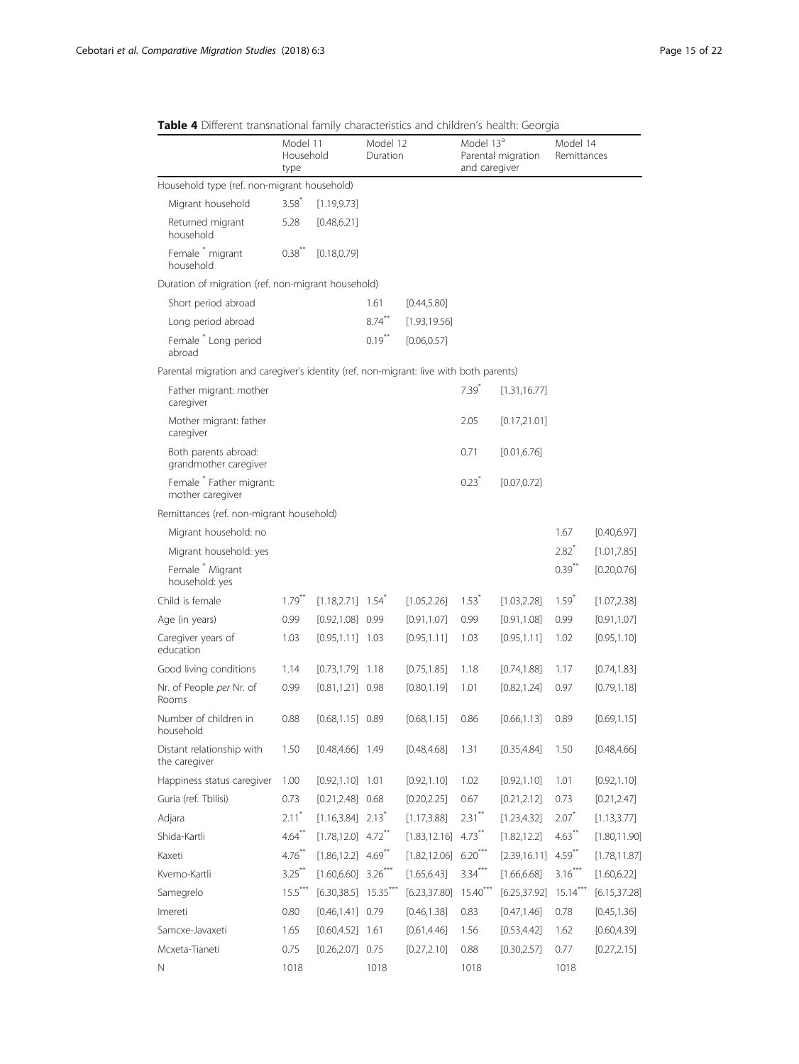**Table 4** Different transnational family characteristics and children's health: Georgia

| | Model 11 Household type | | Model 12 Duration | | Model 13[a] Parental migration and caregiver | | Model 14 Remittances | |
|---|---|---|---|---|---|---|---|---|
| Household type (ref. non-migrant household) | | | | | | | | |
| Migrant household | 3.58* | [1.19,9.73] | | | | | | |
| Returned migrant household | 5.28 | [0.48,6.21] | | | | | | |
| Female * migrant household | 0.38** | [0.18,0.79] | | | | | | |
| Duration of migration (ref. non-migrant household) | | | | | | | | |
| Short period abroad | | | 1.61 | [0.44,5.80] | | | | |
| Long period abroad | | | 8.74** | [1.93,19.56] | | | | |
| Female * Long period abroad | | | 0.19** | [0.06,0.57] | | | | |
| Parental migration and caregiver's identity (ref. non-migrant: live with both parents) | | | | | | | | |
| Father migrant: mother caregiver | | | | | 7.39* | [1.31,16.77] | | |
| Mother migrant: father caregiver | | | | | 2.05 | [0.17,21.01] | | |
| Both parents abroad: grandmother caregiver | | | | | 0.71 | [0.01,6.76] | | |
| Female * Father migrant: mother caregiver | | | | | 0.23* | [0.07,0.72] | | |
| Remittances (ref. non-migrant household) | | | | | | | | |
| Migrant household: no | | | | | | | 1.67 | [0.40,6.97] |
| Migrant household: yes | | | | | | | 2.82* | [1.01,7.85] |
| Female * Migrant household: yes | | | | | | | 0.39** | [0.20,0.76] |
| Child is female | 1.79** | [1.18,2.71] | 1.54* | [1.05,2.26] | 1.53* | [1.03,2.28] | 1.59* | [1.07,2.38] |
| Age (in years) | 0.99 | [0.92,1.08] | 0.99 | [0.91,1.07] | 0.99 | [0.91,1.08] | 0.99 | [0.91,1.07] |
| Caregiver years of education | 1.03 | [0.95,1.11] | 1.03 | [0.95,1.11] | 1.03 | [0.95,1.11] | 1.02 | [0.95,1.10] |
| Good living conditions | 1.14 | [0.73,1.79] | 1.18 | [0.75,1.85] | 1.18 | [0.74,1.88] | 1.17 | [0.74,1.83] |
| Nr. of People *per* Nr. of Rooms | 0.99 | [0.81,1.21] | 0.98 | [0.80,1.19] | 1.01 | [0.82,1.24] | 0.97 | [0.79,1.18] |
| Number of children in household | 0.88 | [0.68,1.15] | 0.89 | [0.68,1.15] | 0.86 | [0.66,1.13] | 0.89 | [0.69,1.15] |
| Distant relationship with the caregiver | 1.50 | [0.48,4.66] | 1.49 | [0.48,4.68] | 1.31 | [0.35,4.84] | 1.50 | [0.48,4.66] |
| Happiness status caregiver | 1.00 | [0.92,1.10] | 1.01 | [0.92,1.10] | 1.02 | [0.92,1.10] | 1.01 | [0.92,1.10] |
| Guria (ref. Tbilisi) | 0.73 | [0.21,2.48] | 0.68 | [0.20,2.25] | 0.67 | [0.21,2.12] | 0.73 | [0.21,2.47] |
| Adjara | 2.11* | [1.16,3.84] | 2.13* | [1.17,3.88] | 2.31** | [1.23,4.32] | 2.07* | [1.13,3.77] |
| Shida-Kartli | 4.64** | [1.78,12.0] | 4.72** | [1.83,12.16] | 4.73** | [1.82,12.2] | 4.63** | [1.80,11.90] |
| Kaxeti | 4.76** | [1.86,12.2] | 4.69** | [1.82,12.06] | 6.20*** | [2.39,16.11] | 4.59** | [1.78,11.87] |
| Kvemo-Kartli | 3.25** | [1.60,6.60] | 3.26*** | [1.65,6.43] | 3.34*** | [1.66,6.68] | 3.16*** | [1.60,6.22] |
| Samegrelo | 15.5*** | [6.30,38.5] | 15.35*** | [6.23,37.80] | 15.40*** | [6.25,37.92] | 15.14*** | [6.15,37.28] |
| Imereti | 0.80 | [0.46,1.41] | 0.79 | [0.46,1.38] | 0.83 | [0.47,1.46] | 0.78 | [0.45,1.36] |
| Samcxe-Javaxeti | 1.65 | [0.60,4.52] | 1.61 | [0.61,4.46] | 1.56 | [0.53,4.42] | 1.62 | [0.60,4.39] |
| Mcxeta-Tianeti | 0.75 | [0.26,2.07] | 0.75 | [0.27,2.10] | 0.88 | [0.30,2.57] | 0.77 | [0.27,2.15] |
| N | 1018 | | 1018 | | 1018 | | 1018 | |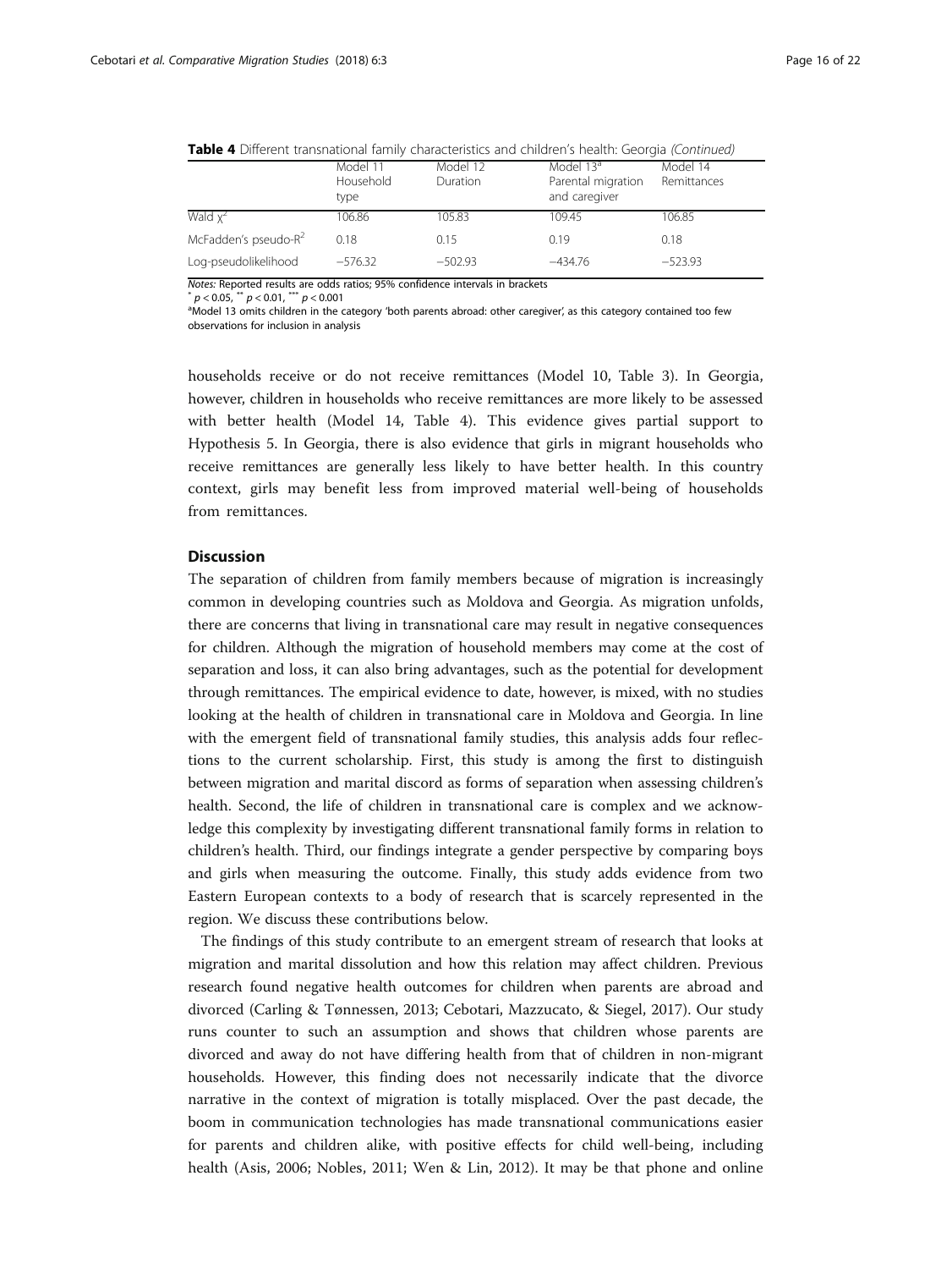**Table 4** Different transnational family characteristics and children's health: Georgia *(Continued)*

| | Model 11 Household type | Model 12 Duration | Model 13[a] Parental migration and caregiver | Model 14 Remittances |
|---|---|---|---|---|
| Wald $\chi^2$ | 106.86 | 105.83 | 109.45 | 106.85 |
| McFadden's pseudo-$R^2$ | 0.18 | 0.15 | 0.19 | 0.18 |
| Log-pseudolikelihood | −576.32 | −502.93 | −434.76 | −523.93 |

*Notes:* Reported results are odds ratios; 95% confidence intervals in brackets

\* $p < 0.05$, \*\* $p < 0.01$, \*\*\* $p < 0.001$

[a]Model 13 omits children in the category 'both parents abroad: other caregiver', as this category contained too few observations for inclusion in analysis

households receive or do not receive remittances (Model 10, Table 3). In Georgia, however, children in households who receive remittances are more likely to be assessed with better health (Model 14, Table 4). This evidence gives partial support to Hypothesis 5. In Georgia, there is also evidence that girls in migrant households who receive remittances are generally less likely to have better health. In this country context, girls may benefit less from improved material well-being of households from remittances.

## Discussion

The separation of children from family members because of migration is increasingly common in developing countries such as Moldova and Georgia. As migration unfolds, there are concerns that living in transnational care may result in negative consequences for children. Although the migration of household members may come at the cost of separation and loss, it can also bring advantages, such as the potential for development through remittances. The empirical evidence to date, however, is mixed, with no studies looking at the health of children in transnational care in Moldova and Georgia. In line with the emergent field of transnational family studies, this analysis adds four reflections to the current scholarship. First, this study is among the first to distinguish between migration and marital discord as forms of separation when assessing children's health. Second, the life of children in transnational care is complex and we acknowledge this complexity by investigating different transnational family forms in relation to children's health. Third, our findings integrate a gender perspective by comparing boys and girls when measuring the outcome. Finally, this study adds evidence from two Eastern European contexts to a body of research that is scarcely represented in the region. We discuss these contributions below.

The findings of this study contribute to an emergent stream of research that looks at migration and marital dissolution and how this relation may affect children. Previous research found negative health outcomes for children when parents are abroad and divorced (Carling & Tønnessen, 2013; Cebotari, Mazzucato, & Siegel, 2017). Our study runs counter to such an assumption and shows that children whose parents are divorced and away do not have differing health from that of children in non-migrant households. However, this finding does not necessarily indicate that the divorce narrative in the context of migration is totally misplaced. Over the past decade, the boom in communication technologies has made transnational communications easier for parents and children alike, with positive effects for child well-being, including health (Asis, 2006; Nobles, 2011; Wen & Lin, 2012). It may be that phone and online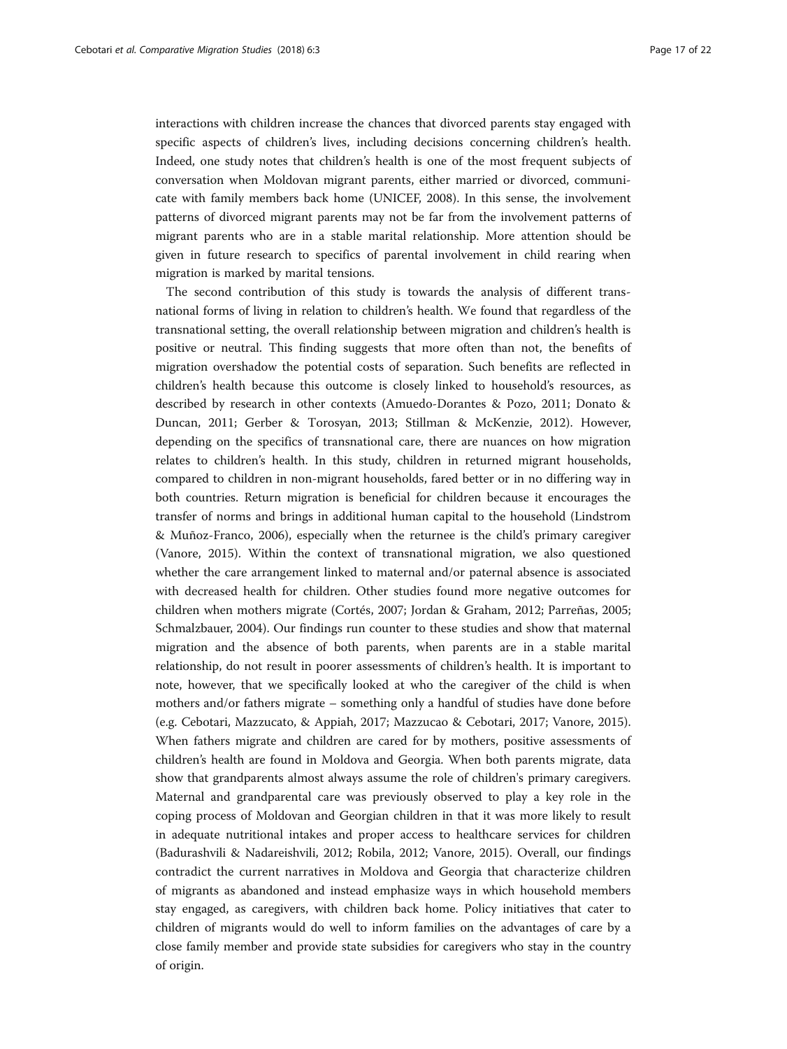interactions with children increase the chances that divorced parents stay engaged with specific aspects of children's lives, including decisions concerning children's health. Indeed, one study notes that children's health is one of the most frequent subjects of conversation when Moldovan migrant parents, either married or divorced, communicate with family members back home (UNICEF, 2008). In this sense, the involvement patterns of divorced migrant parents may not be far from the involvement patterns of migrant parents who are in a stable marital relationship. More attention should be given in future research to specifics of parental involvement in child rearing when migration is marked by marital tensions.

The second contribution of this study is towards the analysis of different transnational forms of living in relation to children's health. We found that regardless of the transnational setting, the overall relationship between migration and children's health is positive or neutral. This finding suggests that more often than not, the benefits of migration overshadow the potential costs of separation. Such benefits are reflected in children's health because this outcome is closely linked to household's resources, as described by research in other contexts (Amuedo-Dorantes & Pozo, 2011; Donato & Duncan, 2011; Gerber & Torosyan, 2013; Stillman & McKenzie, 2012). However, depending on the specifics of transnational care, there are nuances on how migration relates to children's health. In this study, children in returned migrant households, compared to children in non-migrant households, fared better or in no differing way in both countries. Return migration is beneficial for children because it encourages the transfer of norms and brings in additional human capital to the household (Lindstrom & Muñoz-Franco, 2006), especially when the returnee is the child's primary caregiver (Vanore, 2015). Within the context of transnational migration, we also questioned whether the care arrangement linked to maternal and/or paternal absence is associated with decreased health for children. Other studies found more negative outcomes for children when mothers migrate (Cortés, 2007; Jordan & Graham, 2012; Parreñas, 2005; Schmalzbauer, 2004). Our findings run counter to these studies and show that maternal migration and the absence of both parents, when parents are in a stable marital relationship, do not result in poorer assessments of children's health. It is important to note, however, that we specifically looked at who the caregiver of the child is when mothers and/or fathers migrate – something only a handful of studies have done before (e.g. Cebotari, Mazzucato, & Appiah, 2017; Mazzucao & Cebotari, 2017; Vanore, 2015). When fathers migrate and children are cared for by mothers, positive assessments of children's health are found in Moldova and Georgia. When both parents migrate, data show that grandparents almost always assume the role of children's primary caregivers. Maternal and grandparental care was previously observed to play a key role in the coping process of Moldovan and Georgian children in that it was more likely to result in adequate nutritional intakes and proper access to healthcare services for children (Badurashvili & Nadareishvili, 2012; Robila, 2012; Vanore, 2015). Overall, our findings contradict the current narratives in Moldova and Georgia that characterize children of migrants as abandoned and instead emphasize ways in which household members stay engaged, as caregivers, with children back home. Policy initiatives that cater to children of migrants would do well to inform families on the advantages of care by a close family member and provide state subsidies for caregivers who stay in the country of origin.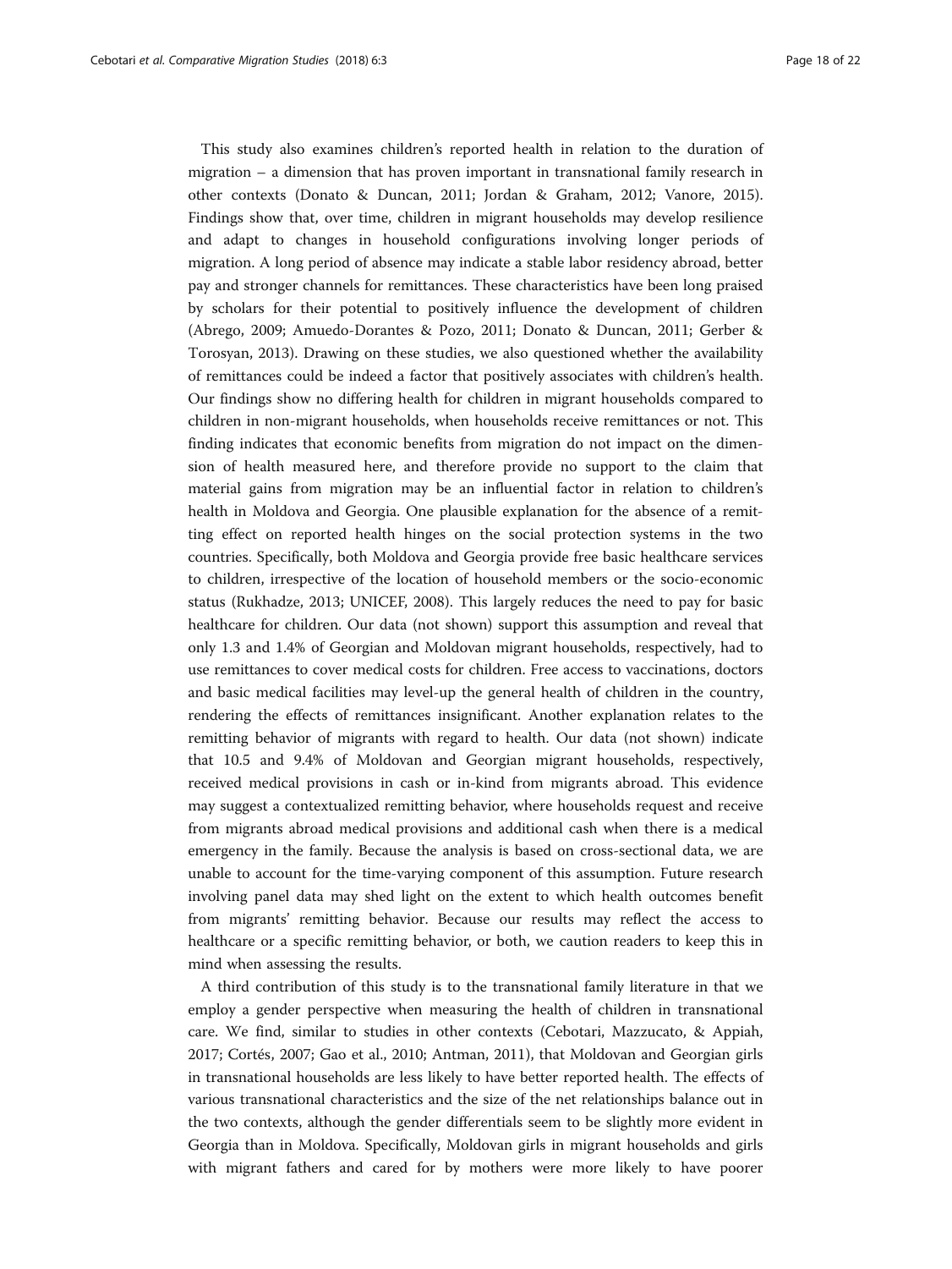This study also examines children's reported health in relation to the duration of migration – a dimension that has proven important in transnational family research in other contexts (Donato & Duncan, 2011; Jordan & Graham, 2012; Vanore, 2015). Findings show that, over time, children in migrant households may develop resilience and adapt to changes in household configurations involving longer periods of migration. A long period of absence may indicate a stable labor residency abroad, better pay and stronger channels for remittances. These characteristics have been long praised by scholars for their potential to positively influence the development of children (Abrego, 2009; Amuedo-Dorantes & Pozo, 2011; Donato & Duncan, 2011; Gerber & Torosyan, 2013). Drawing on these studies, we also questioned whether the availability of remittances could be indeed a factor that positively associates with children's health. Our findings show no differing health for children in migrant households compared to children in non-migrant households, when households receive remittances or not. This finding indicates that economic benefits from migration do not impact on the dimension of health measured here, and therefore provide no support to the claim that material gains from migration may be an influential factor in relation to children's health in Moldova and Georgia. One plausible explanation for the absence of a remitting effect on reported health hinges on the social protection systems in the two countries. Specifically, both Moldova and Georgia provide free basic healthcare services to children, irrespective of the location of household members or the socio-economic status (Rukhadze, 2013; UNICEF, 2008). This largely reduces the need to pay for basic healthcare for children. Our data (not shown) support this assumption and reveal that only 1.3 and 1.4% of Georgian and Moldovan migrant households, respectively, had to use remittances to cover medical costs for children. Free access to vaccinations, doctors and basic medical facilities may level-up the general health of children in the country, rendering the effects of remittances insignificant. Another explanation relates to the remitting behavior of migrants with regard to health. Our data (not shown) indicate that 10.5 and 9.4% of Moldovan and Georgian migrant households, respectively, received medical provisions in cash or in-kind from migrants abroad. This evidence may suggest a contextualized remitting behavior, where households request and receive from migrants abroad medical provisions and additional cash when there is a medical emergency in the family. Because the analysis is based on cross-sectional data, we are unable to account for the time-varying component of this assumption. Future research involving panel data may shed light on the extent to which health outcomes benefit from migrants' remitting behavior. Because our results may reflect the access to healthcare or a specific remitting behavior, or both, we caution readers to keep this in mind when assessing the results.

A third contribution of this study is to the transnational family literature in that we employ a gender perspective when measuring the health of children in transnational care. We find, similar to studies in other contexts (Cebotari, Mazzucato, & Appiah, 2017; Cortés, 2007; Gao et al., 2010; Antman, 2011), that Moldovan and Georgian girls in transnational households are less likely to have better reported health. The effects of various transnational characteristics and the size of the net relationships balance out in the two contexts, although the gender differentials seem to be slightly more evident in Georgia than in Moldova. Specifically, Moldovan girls in migrant households and girls with migrant fathers and cared for by mothers were more likely to have poorer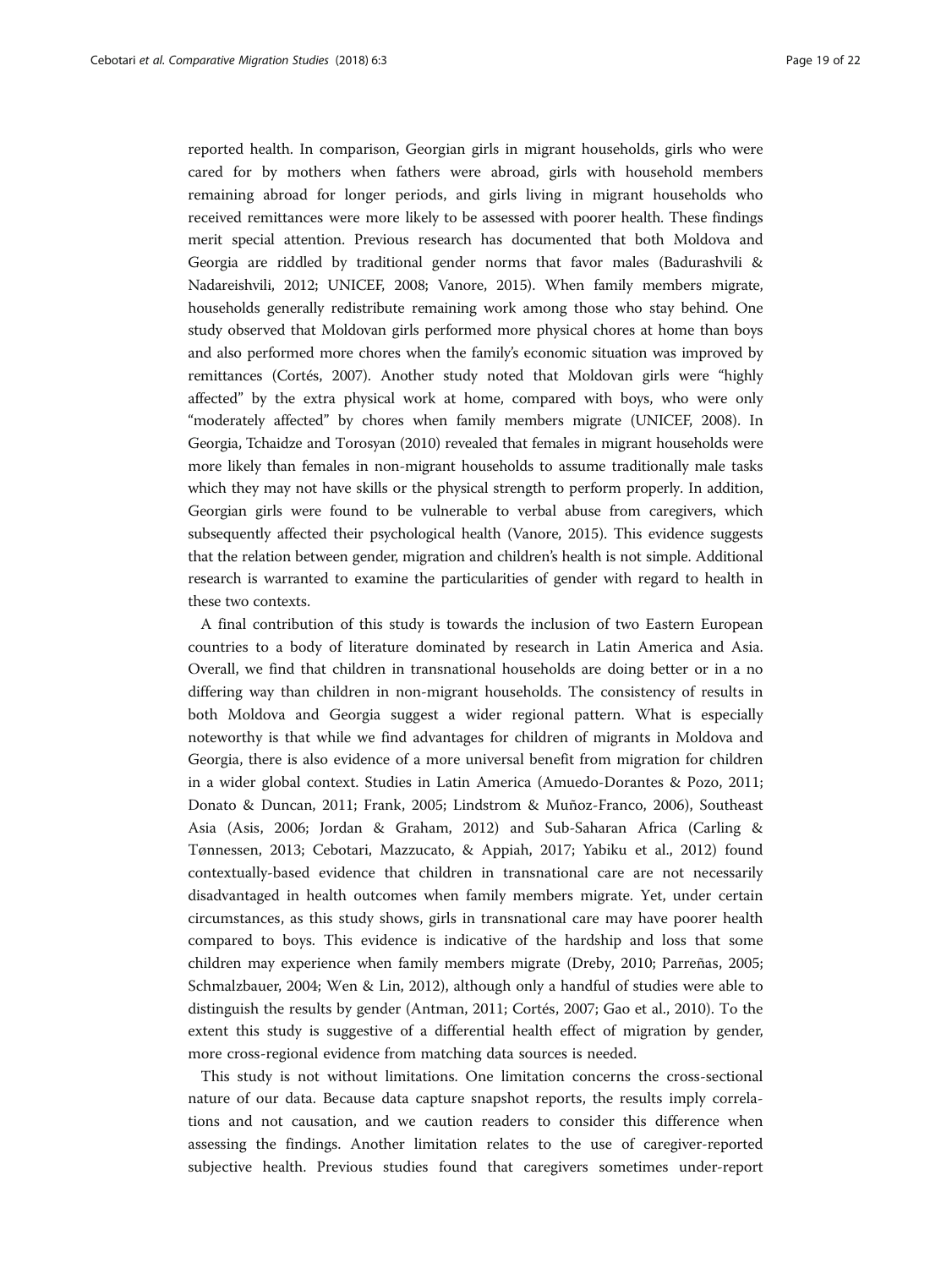reported health. In comparison, Georgian girls in migrant households, girls who were cared for by mothers when fathers were abroad, girls with household members remaining abroad for longer periods, and girls living in migrant households who received remittances were more likely to be assessed with poorer health. These findings merit special attention. Previous research has documented that both Moldova and Georgia are riddled by traditional gender norms that favor males (Badurashvili & Nadareishvili, 2012; UNICEF, 2008; Vanore, 2015). When family members migrate, households generally redistribute remaining work among those who stay behind. One study observed that Moldovan girls performed more physical chores at home than boys and also performed more chores when the family's economic situation was improved by remittances (Cortés, 2007). Another study noted that Moldovan girls were "highly affected" by the extra physical work at home, compared with boys, who were only "moderately affected" by chores when family members migrate (UNICEF, 2008). In Georgia, Tchaidze and Torosyan (2010) revealed that females in migrant households were more likely than females in non-migrant households to assume traditionally male tasks which they may not have skills or the physical strength to perform properly. In addition, Georgian girls were found to be vulnerable to verbal abuse from caregivers, which subsequently affected their psychological health (Vanore, 2015). This evidence suggests that the relation between gender, migration and children's health is not simple. Additional research is warranted to examine the particularities of gender with regard to health in these two contexts.

A final contribution of this study is towards the inclusion of two Eastern European countries to a body of literature dominated by research in Latin America and Asia. Overall, we find that children in transnational households are doing better or in a no differing way than children in non-migrant households. The consistency of results in both Moldova and Georgia suggest a wider regional pattern. What is especially noteworthy is that while we find advantages for children of migrants in Moldova and Georgia, there is also evidence of a more universal benefit from migration for children in a wider global context. Studies in Latin America (Amuedo-Dorantes & Pozo, 2011; Donato & Duncan, 2011; Frank, 2005; Lindstrom & Muñoz-Franco, 2006), Southeast Asia (Asis, 2006; Jordan & Graham, 2012) and Sub-Saharan Africa (Carling & Tønnessen, 2013; Cebotari, Mazzucato, & Appiah, 2017; Yabiku et al., 2012) found contextually-based evidence that children in transnational care are not necessarily disadvantaged in health outcomes when family members migrate. Yet, under certain circumstances, as this study shows, girls in transnational care may have poorer health compared to boys. This evidence is indicative of the hardship and loss that some children may experience when family members migrate (Dreby, 2010; Parreñas, 2005; Schmalzbauer, 2004; Wen & Lin, 2012), although only a handful of studies were able to distinguish the results by gender (Antman, 2011; Cortés, 2007; Gao et al., 2010). To the extent this study is suggestive of a differential health effect of migration by gender, more cross-regional evidence from matching data sources is needed.

This study is not without limitations. One limitation concerns the cross-sectional nature of our data. Because data capture snapshot reports, the results imply correlations and not causation, and we caution readers to consider this difference when assessing the findings. Another limitation relates to the use of caregiver-reported subjective health. Previous studies found that caregivers sometimes under-report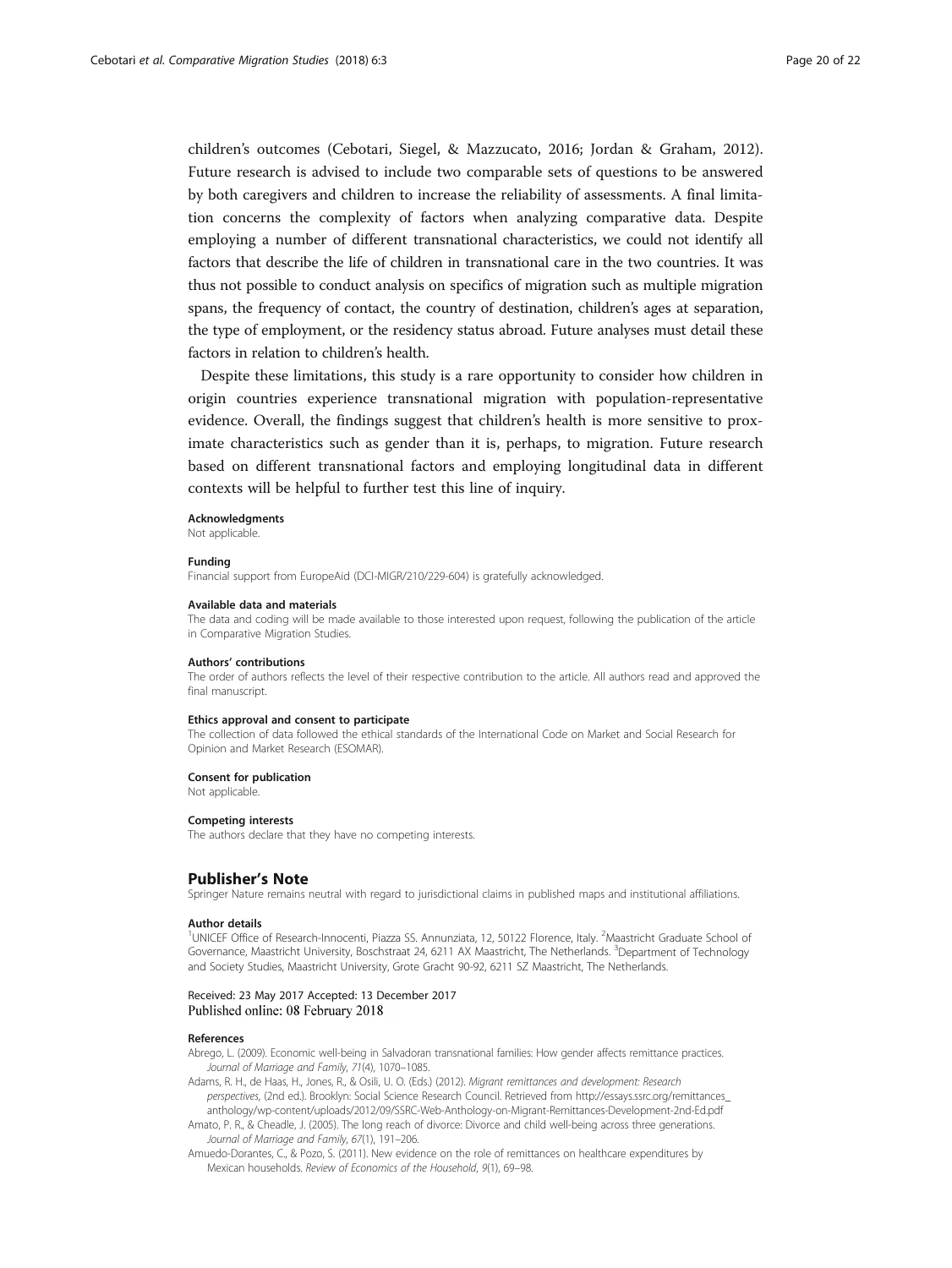children's outcomes (Cebotari, Siegel, & Mazzucato, 2016; Jordan & Graham, 2012). Future research is advised to include two comparable sets of questions to be answered by both caregivers and children to increase the reliability of assessments. A final limitation concerns the complexity of factors when analyzing comparative data. Despite employing a number of different transnational characteristics, we could not identify all factors that describe the life of children in transnational care in the two countries. It was thus not possible to conduct analysis on specifics of migration such as multiple migration spans, the frequency of contact, the country of destination, children's ages at separation, the type of employment, or the residency status abroad. Future analyses must detail these factors in relation to children's health.

Despite these limitations, this study is a rare opportunity to consider how children in origin countries experience transnational migration with population-representative evidence. Overall, the findings suggest that children's health is more sensitive to proximate characteristics such as gender than it is, perhaps, to migration. Future research based on different transnational factors and employing longitudinal data in different contexts will be helpful to further test this line of inquiry.

#### Acknowledgments

Not applicable.

#### Funding

Financial support from EuropeAid (DCI-MIGR/210/229-604) is gratefully acknowledged.

#### Available data and materials

The data and coding will be made available to those interested upon request, following the publication of the article in Comparative Migration Studies.

#### Authors' contributions

The order of authors reflects the level of their respective contribution to the article. All authors read and approved the final manuscript.

#### Ethics approval and consent to participate

The collection of data followed the ethical standards of the International Code on Market and Social Research for Opinion and Market Research (ESOMAR).

#### Consent for publication

Not applicable.

#### Competing interests

The authors declare that they have no competing interests.

## Publisher's Note

Springer Nature remains neutral with regard to jurisdictional claims in published maps and institutional affiliations.

#### Author details

[1]UNICEF Office of Research-Innocenti, Piazza SS. Annunziata, 12, 50122 Florence, Italy. [2]Maastricht Graduate School of Governance, Maastricht University, Boschstraat 24, 6211 AX Maastricht, The Netherlands. [3]Department of Technology and Society Studies, Maastricht University, Grote Gracht 90-92, 6211 SZ Maastricht, The Netherlands.

Received: 23 May 2017 Accepted: 13 December 2017
Published online: 08 February 2018

#### References

Abrego, L. (2009). Economic well-being in Salvadoran transnational families: How gender affects remittance practices. *Journal of Marriage and Family*, *71*(4), 1070–1085.

Adams, R. H., de Haas, H., Jones, R., & Osili, U. O. (Eds.) (2012). *Migrant remittances and development: Research perspectives*, (2nd ed.). Brooklyn: Social Science Research Council. Retrieved from http://essays.ssrc.org/remittances_anthology/wp-content/uploads/2012/09/SSRC-Web-Anthology-on-Migrant-Remittances-Development-2nd-Ed.pdf

Amato, P. R., & Cheadle, J. (2005). The long reach of divorce: Divorce and child well-being across three generations. *Journal of Marriage and Family*, *67*(1), 191–206.

Amuedo-Dorantes, C., & Pozo, S. (2011). New evidence on the role of remittances on healthcare expenditures by Mexican households. *Review of Economics of the Household*, *9*(1), 69–98.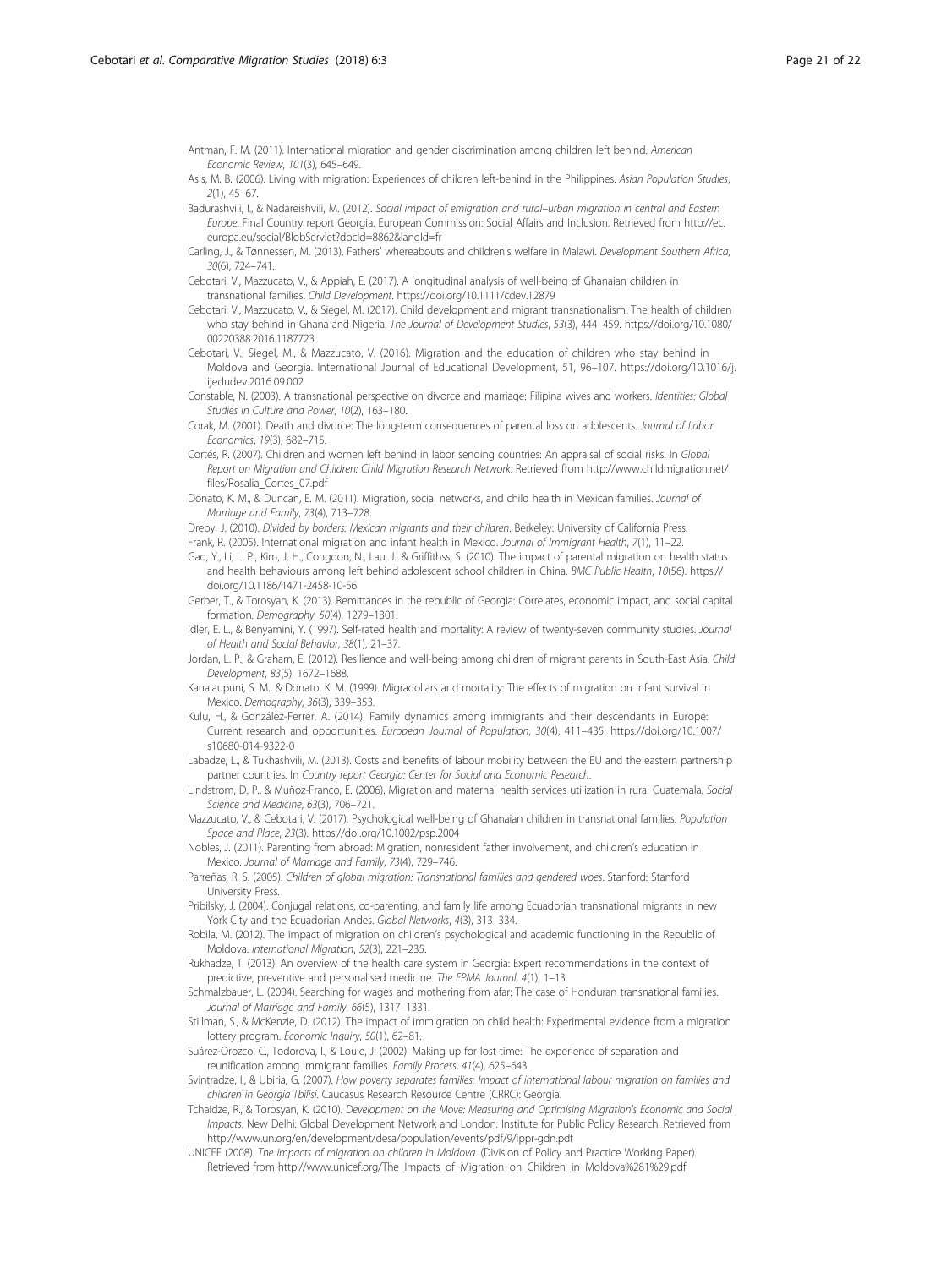Antman, F. M. (2011). International migration and gender discrimination among children left behind. *American Economic Review*, *101*(3), 645–649.

Asis, M. B. (2006). Living with migration: Experiences of children left-behind in the Philippines. *Asian Population Studies*, *2*(1), 45–67.

Badurashvili, I., & Nadareishvili, M. (2012). *Social impact of emigration and rural–urban migration in central and Eastern Europe*. Final Country report Georgia. European Commission: Social Affairs and Inclusion. Retrieved from http://ec.europa.eu/social/BlobServlet?docId=8862&langId=fr

Carling, J., & Tønnessen, M. (2013). Fathers' whereabouts and children's welfare in Malawi. *Development Southern Africa*, *30*(6), 724–741.

Cebotari, V., Mazzucato, V., & Appiah, E. (2017). A longitudinal analysis of well-being of Ghanaian children in transnational families. *Child Development*. https://doi.org/10.1111/cdev.12879

Cebotari, V., Mazzucato, V., & Siegel, M. (2017). Child development and migrant transnationalism: The health of children who stay behind in Ghana and Nigeria. *The Journal of Development Studies*, *53*(3), 444–459. https://doi.org/10.1080/00220388.2016.1187723

Cebotari, V., Siegel, M., & Mazzucato, V. (2016). Migration and the education of children who stay behind in Moldova and Georgia. International Journal of Educational Development, 51, 96–107. https://doi.org/10.1016/j.ijedudev.2016.09.002

Constable, N. (2003). A transnational perspective on divorce and marriage: Filipina wives and workers. *Identities: Global Studies in Culture and Power*, *10*(2), 163–180.

Corak, M. (2001). Death and divorce: The long-term consequences of parental loss on adolescents. *Journal of Labor Economics*, *19*(3), 682–715.

Cortés, R. (2007). Children and women left behind in labor sending countries: An appraisal of social risks. In *Global Report on Migration and Children: Child Migration Research Network*. Retrieved from http://www.childmigration.net/files/Rosalia_Cortes_07.pdf

Donato, K. M., & Duncan, E. M. (2011). Migration, social networks, and child health in Mexican families. *Journal of Marriage and Family*, *73*(4), 713–728.

Dreby, J. (2010). *Divided by borders: Mexican migrants and their children*. Berkeley: University of California Press.

Frank, R. (2005). International migration and infant health in Mexico. *Journal of Immigrant Health*, *7*(1), 11–22.

Gao, Y., Li, L. P., Kim, J. H., Congdon, N., Lau, J., & Griffithss, S. (2010). The impact of parental migration on health status and health behaviours among left behind adolescent school children in China. *BMC Public Health*, *10*(56). https://doi.org/10.1186/1471-2458-10-56

Gerber, T., & Torosyan, K. (2013). Remittances in the republic of Georgia: Correlates, economic impact, and social capital formation. *Demography*, *50*(4), 1279–1301.

Idler, E. L., & Benyamini, Y. (1997). Self-rated health and mortality: A review of twenty-seven community studies. *Journal of Health and Social Behavior*, *38*(1), 21–37.

Jordan, L. P., & Graham, E. (2012). Resilience and well-being among children of migrant parents in South-East Asia. *Child Development*, *83*(5), 1672–1688.

Kanaiaupuni, S. M., & Donato, K. M. (1999). Migradollars and mortality: The effects of migration on infant survival in Mexico. *Demography*, *36*(3), 339–353.

Kulu, H., & González-Ferrer, A. (2014). Family dynamics among immigrants and their descendants in Europe: Current research and opportunities. *European Journal of Population*, *30*(4), 411–435. https://doi.org/10.1007/s10680-014-9322-0

Labadze, L., & Tukhashvili, M. (2013). Costs and benefits of labour mobility between the EU and the eastern partnership partner countries. In *Country report Georgia: Center for Social and Economic Research*.

Lindstrom, D. P., & Muñoz-Franco, E. (2006). Migration and maternal health services utilization in rural Guatemala. *Social Science and Medicine*, *63*(3), 706–721.

Mazzucato, V., & Cebotari, V. (2017). Psychological well-being of Ghanaian children in transnational families. *Population Space and Place*, *23*(3). https://doi.org/10.1002/psp.2004

Nobles, J. (2011). Parenting from abroad: Migration, nonresident father involvement, and children's education in Mexico. *Journal of Marriage and Family*, *73*(4), 729–746.

Parreñas, R. S. (2005). *Children of global migration: Transnational families and gendered woes*. Stanford: Stanford University Press.

Pribilsky, J. (2004). Conjugal relations, co-parenting, and family life among Ecuadorian transnational migrants in new York City and the Ecuadorian Andes. *Global Networks*, *4*(3), 313–334.

Robila, M. (2012). The impact of migration on children's psychological and academic functioning in the Republic of Moldova. *International Migration*, *52*(3), 221–235.

Rukhadze, T. (2013). An overview of the health care system in Georgia: Expert recommendations in the context of predictive, preventive and personalised medicine. *The EPMA Journal*, *4*(1), 1–13.

Schmalzbauer, L. (2004). Searching for wages and mothering from afar: The case of Honduran transnational families. *Journal of Marriage and Family*, *66*(5), 1317–1331.

Stillman, S., & McKenzie, D. (2012). The impact of immigration on child health: Experimental evidence from a migration lottery program. *Economic Inquiry*, *50*(1), 62–81.

Suárez-Orozco, C., Todorova, I., & Louie, J. (2002). Making up for lost time: The experience of separation and reunification among immigrant families. *Family Process*, *41*(4), 625–643.

Svintradze, I., & Ubiria, G. (2007). *How poverty separates families: Impact of international labour migration on families and children in Georgia Tbilisi*. Caucasus Research Resource Centre (CRRC): Georgia.

Tchaidze, R., & Torosyan, K. (2010). *Development on the Move: Measuring and Optimising Migration's Economic and Social Impacts*. New Delhi: Global Development Network and London: Institute for Public Policy Research. Retrieved from http://www.un.org/en/development/desa/population/events/pdf/9/ippr-gdn.pdf

UNICEF (2008). *The impacts of migration on children in Moldova*. (Division of Policy and Practice Working Paper). Retrieved from http://www.unicef.org/The_Impacts_of_Migration_on_Children_in_Moldova%281%29.pdf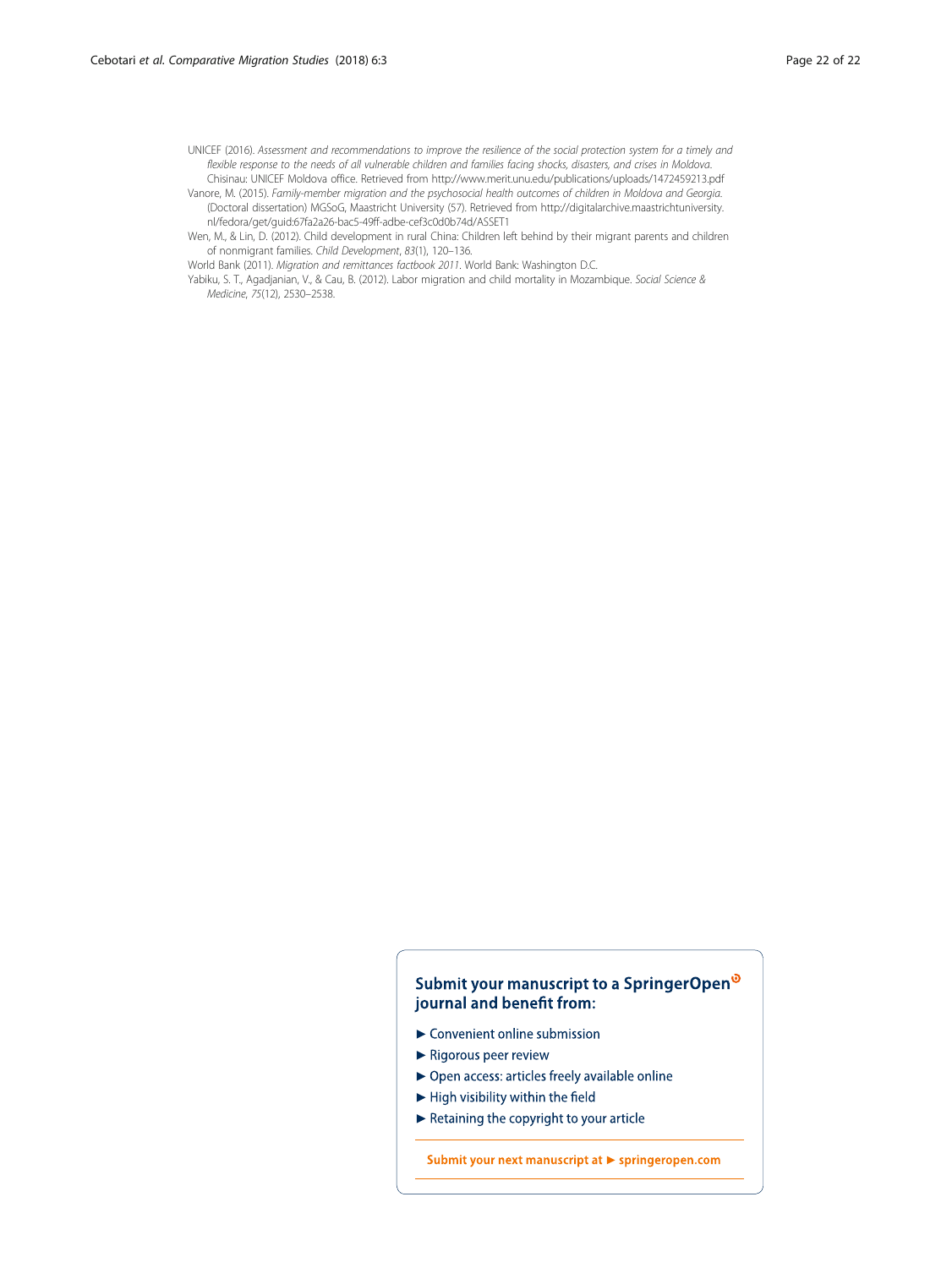UNICEF (2016). *Assessment and recommendations to improve the resilience of the social protection system for a timely and flexible response to the needs of all vulnerable children and families facing shocks, disasters, and crises in Moldova*. Chisinau: UNICEF Moldova office. Retrieved from http://www.merit.unu.edu/publications/uploads/1472459213.pdf

Vanore, M. (2015). *Family-member migration and the psychosocial health outcomes of children in Moldova and Georgia*. (Doctoral dissertation) MGSoG, Maastricht University (57). Retrieved from http://digitalarchive.maastrichtuniversity.nl/fedora/get/guid:67fa2a26-bac5-49ff-adbe-cef3c0d0b74d/ASSET1

Wen, M., & Lin, D. (2012). Child development in rural China: Children left behind by their migrant parents and children of nonmigrant families. *Child Development*, *83*(1), 120–136.

World Bank (2011). *Migration and remittances factbook 2011*. World Bank: Washington D.C.

Yabiku, S. T., Agadjanian, V., & Cau, B. (2012). Labor migration and child mortality in Mozambique. *Social Science & Medicine*, *75*(12), 2530–2538.

**Submit your manuscript to a SpringerOpen journal and benefit from:**

- ► Convenient online submission
- ► Rigorous peer review
- ► Open access: articles freely available online
- ► High visibility within the field
- ► Retaining the copyright to your article

**Submit your next manuscript at ► springeropen.com**